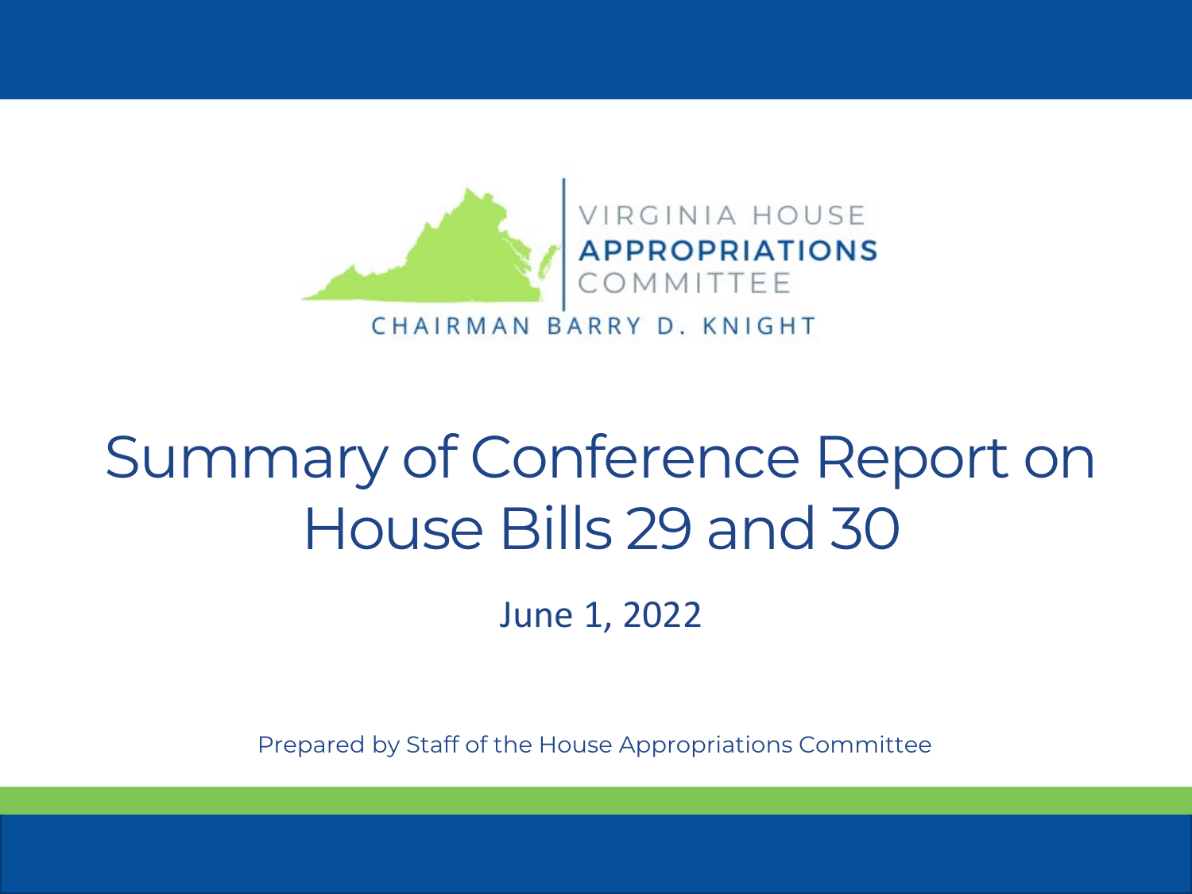VIRGINIA HOUSE
**APPROPRIATIONS**
COMMITTEE

CHAIRMAN BARRY D. KNIGHT

# Summary of Conference Report on House Bills 29 and 30

June 1, 2022

Prepared by Staff of the House Appropriations Committee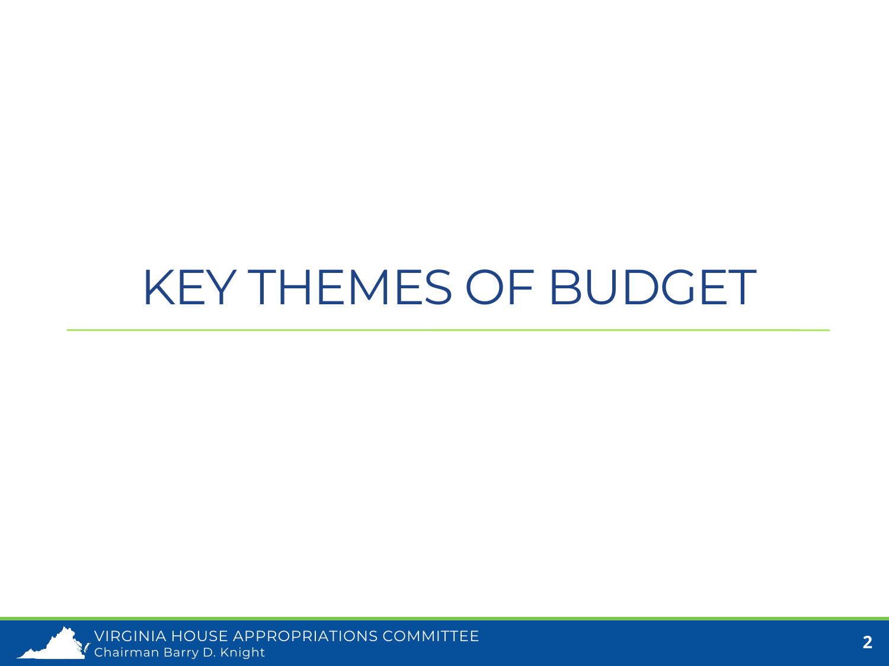# KEY THEMES OF BUDGET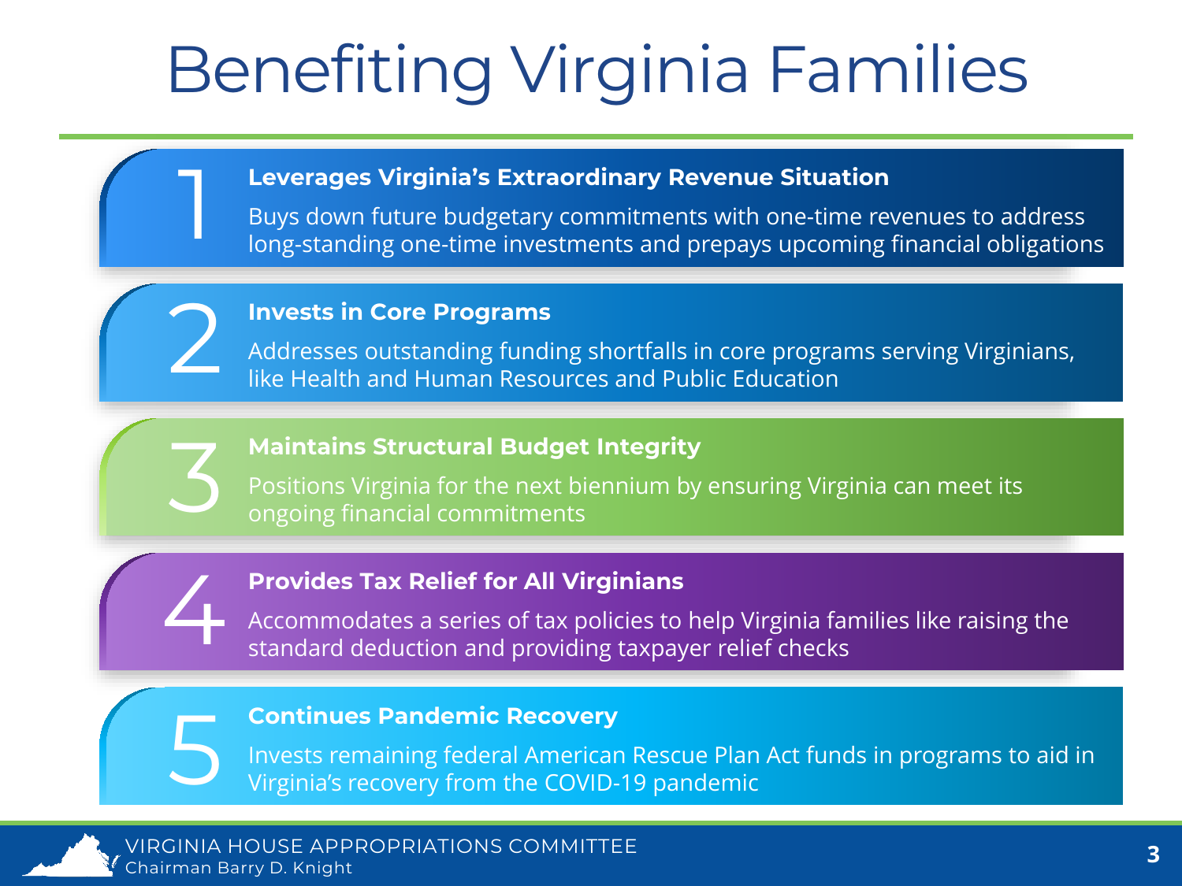# Benefiting Virginia Families

1. **Leverages Virginia's Extraordinary Revenue Situation**

   Buys down future budgetary commitments with one-time revenues to address long-standing one-time investments and prepays upcoming financial obligations

2. **Invests in Core Programs**

   Addresses outstanding funding shortfalls in core programs serving Virginians, like Health and Human Resources and Public Education

3. **Maintains Structural Budget Integrity**

   Positions Virginia for the next biennium by ensuring Virginia can meet its ongoing financial commitments

4. **Provides Tax Relief for All Virginians**

   Accommodates a series of tax policies to help Virginia families like raising the standard deduction and providing taxpayer relief checks

5. **Continues Pandemic Recovery**

   Invests remaining federal American Rescue Plan Act funds in programs to aid in Virginia's recovery from the COVID-19 pandemic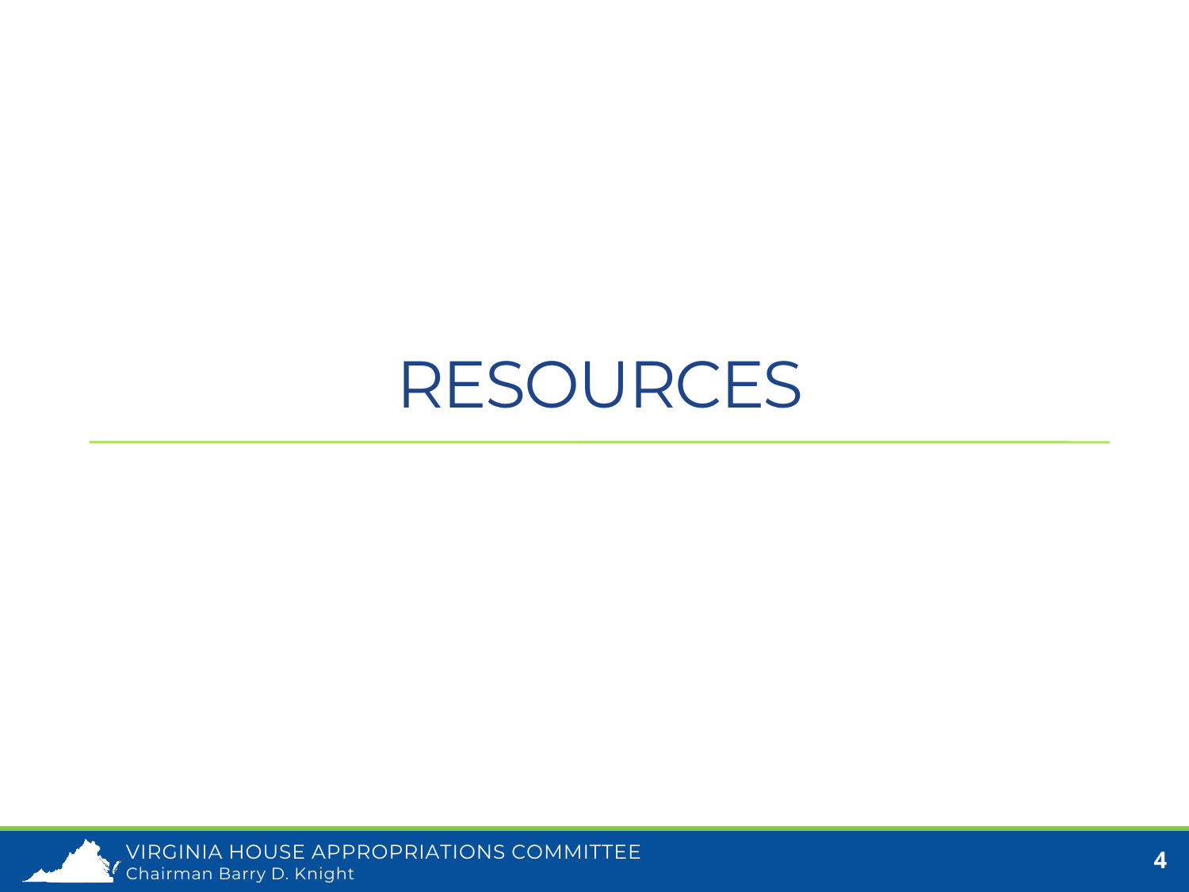# RESOURCES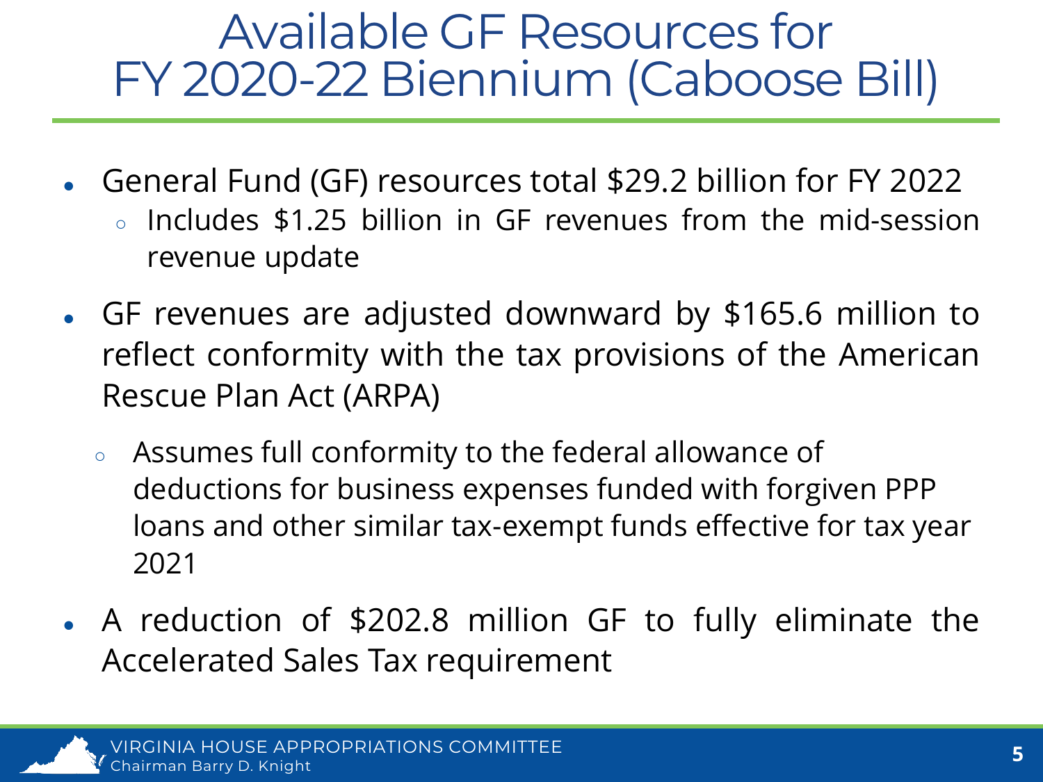# Available GF Resources for FY 2020-22 Biennium (Caboose Bill)

- General Fund (GF) resources total $29.2 billion for FY 2022
  - Includes $1.25 billion in GF revenues from the mid-session revenue update
- GF revenues are adjusted downward by $165.6 million to reflect conformity with the tax provisions of the American Rescue Plan Act (ARPA)
  - Assumes full conformity to the federal allowance of deductions for business expenses funded with forgiven PPP loans and other similar tax-exempt funds effective for tax year 2021
- A reduction of $202.8 million GF to fully eliminate the Accelerated Sales Tax requirement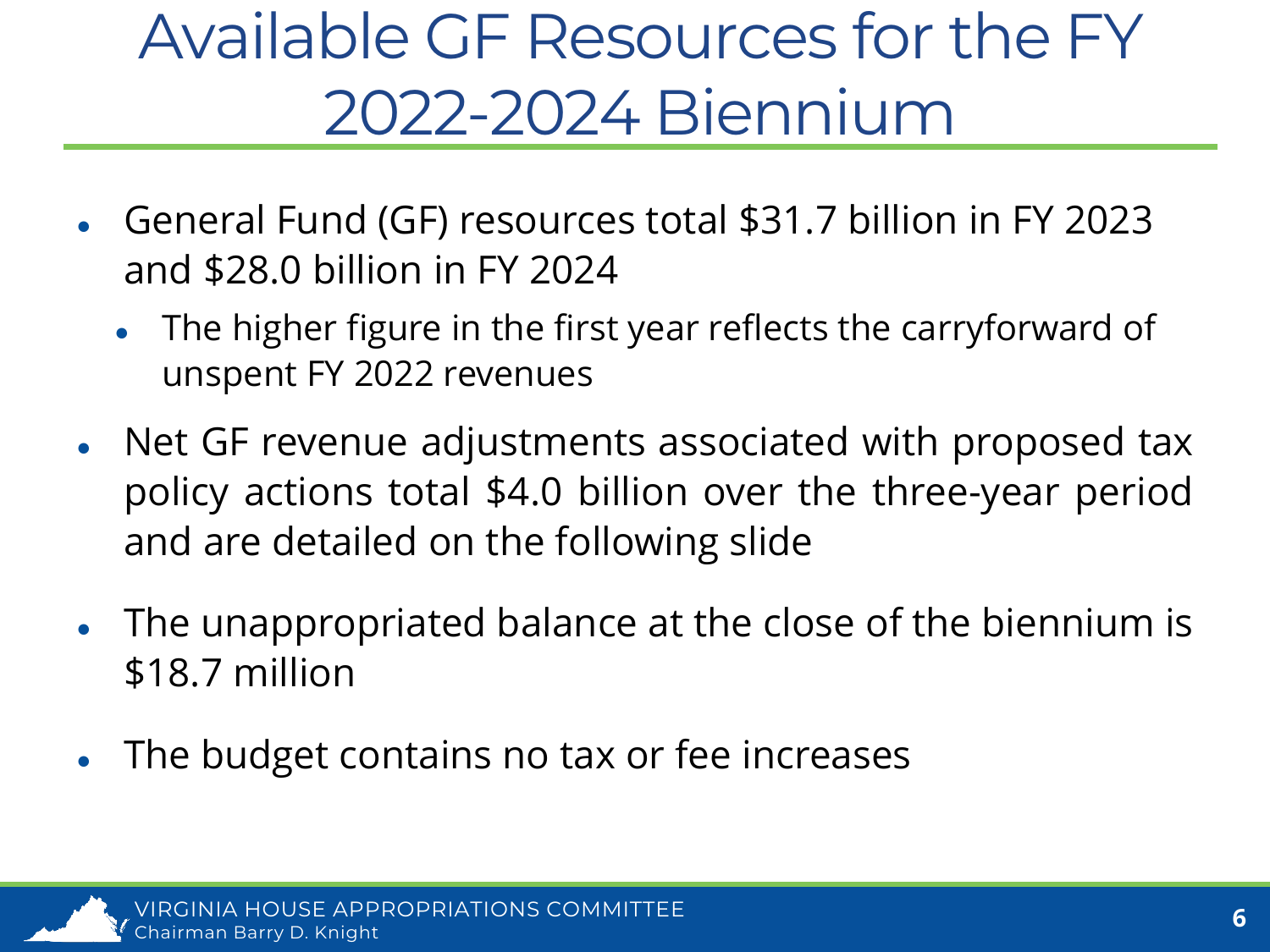# Available GF Resources for the FY 2022-2024 Biennium

- General Fund (GF) resources total $31.7 billion in FY 2023 and $28.0 billion in FY 2024
  - The higher figure in the first year reflects the carryforward of unspent FY 2022 revenues
- Net GF revenue adjustments associated with proposed tax policy actions total $4.0 billion over the three-year period and are detailed on the following slide
- The unappropriated balance at the close of the biennium is $18.7 million
- The budget contains no tax or fee increases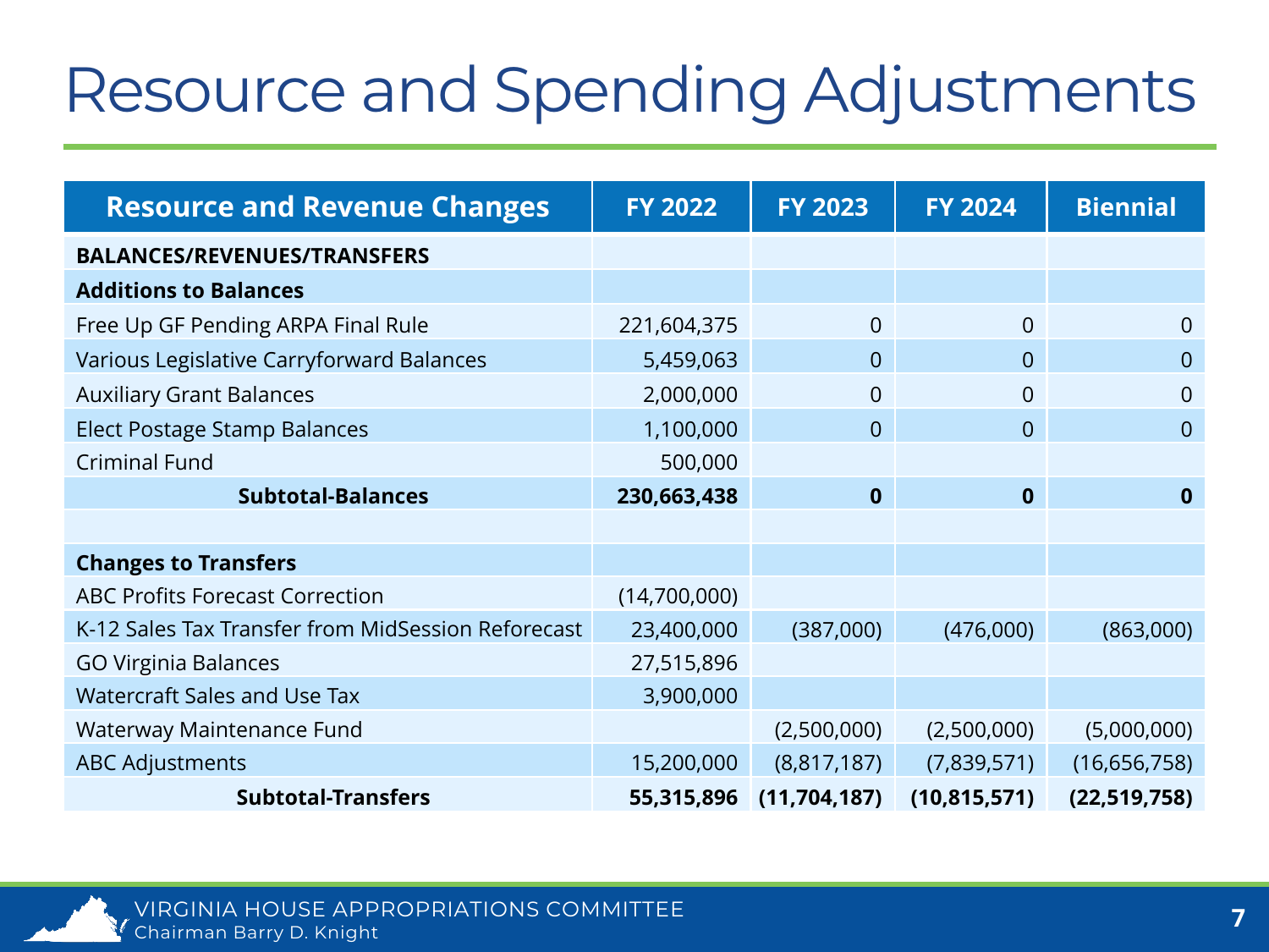# Resource and Spending Adjustments

| Resource and Revenue Changes | FY 2022 | FY 2023 | FY 2024 | Biennial |
|---|---|---|---|---|
| **BALANCES/REVENUES/TRANSFERS** | | | | |
| **Additions to Balances** | | | | |
| Free Up GF Pending ARPA Final Rule | 221,604,375 | 0 | 0 | 0 |
| Various Legislative Carryforward Balances | 5,459,063 | 0 | 0 | 0 |
| Auxiliary Grant Balances | 2,000,000 | 0 | 0 | 0 |
| Elect Postage Stamp Balances | 1,100,000 | 0 | 0 | 0 |
| Criminal Fund | 500,000 | | | |
| **Subtotal-Balances** | **230,663,438** | **0** | **0** | **0** |
| | | | | |
| **Changes to Transfers** | | | | |
| ABC Profits Forecast Correction | (14,700,000) | | | |
| K-12 Sales Tax Transfer from MidSession Reforecast | 23,400,000 | (387,000) | (476,000) | (863,000) |
| GO Virginia Balances | 27,515,896 | | | |
| Watercraft Sales and Use Tax | 3,900,000 | | | |
| Waterway Maintenance Fund | | (2,500,000) | (2,500,000) | (5,000,000) |
| ABC Adjustments | 15,200,000 | (8,817,187) | (7,839,571) | (16,656,758) |
| **Subtotal-Transfers** | **55,315,896** | **(11,704,187)** | **(10,815,571)** | **(22,519,758)** |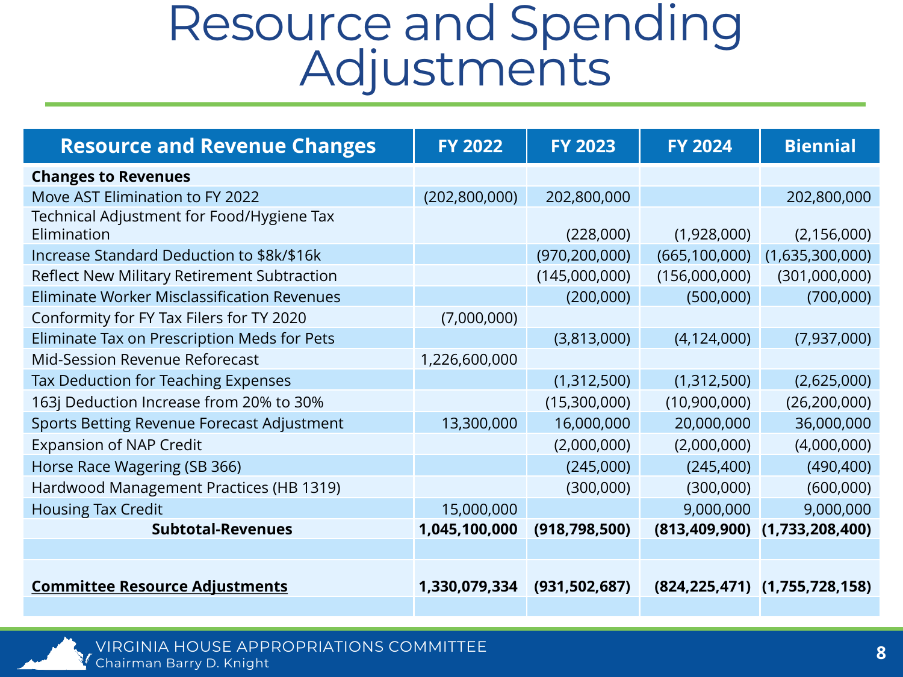# Resource and Spending Adjustments

| Resource and Revenue Changes | FY 2022 | FY 2023 | FY 2024 | Biennial |
|---|---|---|---|---|
| **Changes to Revenues** | | | | |
| Move AST Elimination to FY 2022 | (202,800,000) | 202,800,000 | | 202,800,000 |
| Technical Adjustment for Food/Hygiene Tax Elimination | | (228,000) | (1,928,000) | (2,156,000) |
| Increase Standard Deduction to $8k/$16k | | (970,200,000) | (665,100,000) | (1,635,300,000) |
| Reflect New Military Retirement Subtraction | | (145,000,000) | (156,000,000) | (301,000,000) |
| Eliminate Worker Misclassification Revenues | | (200,000) | (500,000) | (700,000) |
| Conformity for FY Tax Filers for TY 2020 | (7,000,000) | | | |
| Eliminate Tax on Prescription Meds for Pets | | (3,813,000) | (4,124,000) | (7,937,000) |
| Mid-Session Revenue Reforecast | 1,226,600,000 | | | |
| Tax Deduction for Teaching Expenses | | (1,312,500) | (1,312,500) | (2,625,000) |
| 163j Deduction Increase from 20% to 30% | | (15,300,000) | (10,900,000) | (26,200,000) |
| Sports Betting Revenue Forecast Adjustment | 13,300,000 | 16,000,000 | 20,000,000 | 36,000,000 |
| Expansion of NAP Credit | | (2,000,000) | (2,000,000) | (4,000,000) |
| Horse Race Wagering (SB 366) | | (245,000) | (245,400) | (490,400) |
| Hardwood Management Practices (HB 1319) | | (300,000) | (300,000) | (600,000) |
| Housing Tax Credit | 15,000,000 | | 9,000,000 | 9,000,000 |
| **Subtotal-Revenues** | **1,045,100,000** | **(918,798,500)** | **(813,409,900)** | **(1,733,208,400)** |
| | | | | |
| **Committee Resource Adjustments** | **1,330,079,334** | **(931,502,687)** | **(824,225,471)** | **(1,755,728,158)** |
| | | | | |

VIRGINIA HOUSE APPROPRIATIONS COMMITTEE
Chairman Barry D. Knight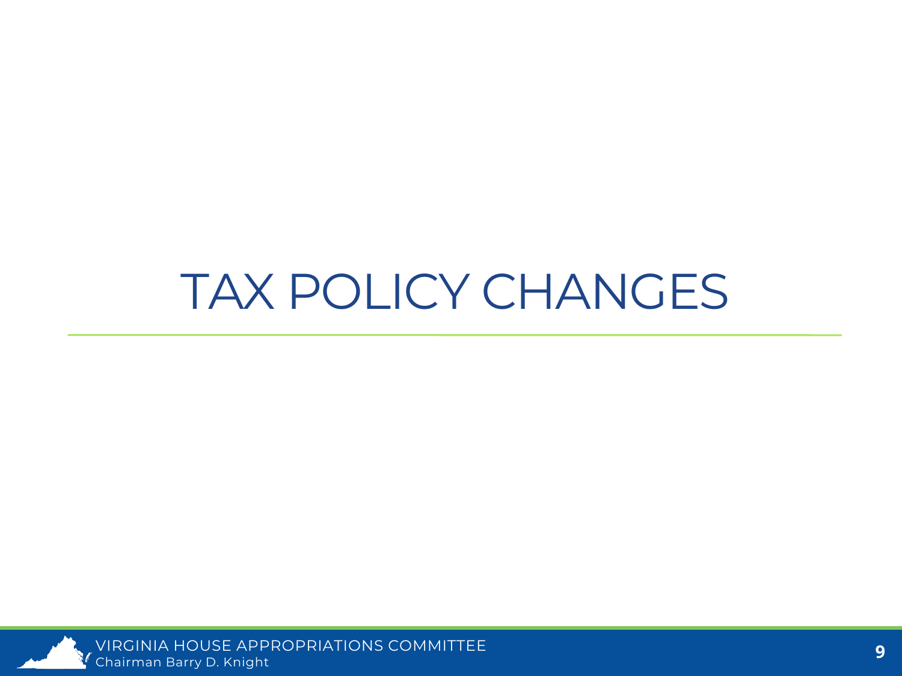# TAX POLICY CHANGES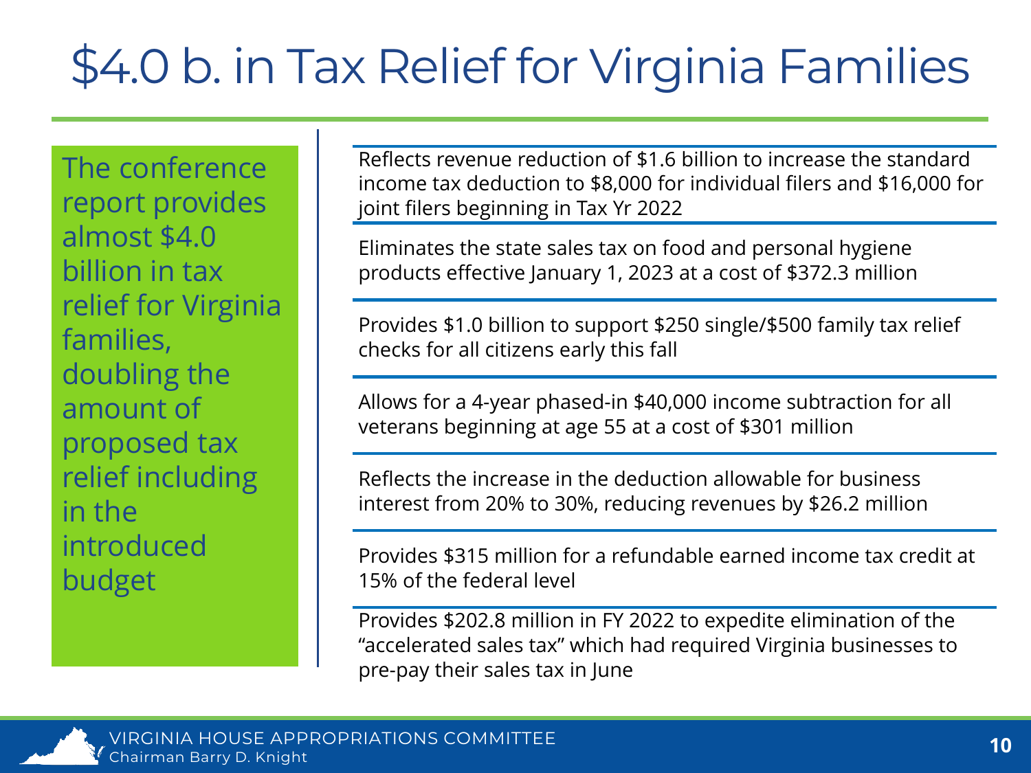# $4.0 b. in Tax Relief for Virginia Families

The conference report provides almost $4.0 billion in tax relief for Virginia families, doubling the amount of proposed tax relief including in the introduced budget

- Reflects revenue reduction of $1.6 billion to increase the standard income tax deduction to $8,000 for individual filers and $16,000 for joint filers beginning in Tax Yr 2022
- Eliminates the state sales tax on food and personal hygiene products effective January 1, 2023 at a cost of $372.3 million
- Provides $1.0 billion to support $250 single/$500 family tax relief checks for all citizens early this fall
- Allows for a 4-year phased-in $40,000 income subtraction for all veterans beginning at age 55 at a cost of $301 million
- Reflects the increase in the deduction allowable for business interest from 20% to 30%, reducing revenues by $26.2 million
- Provides $315 million for a refundable earned income tax credit at 15% of the federal level
- Provides $202.8 million in FY 2022 to expedite elimination of the "accelerated sales tax" which had required Virginia businesses to pre-pay their sales tax in June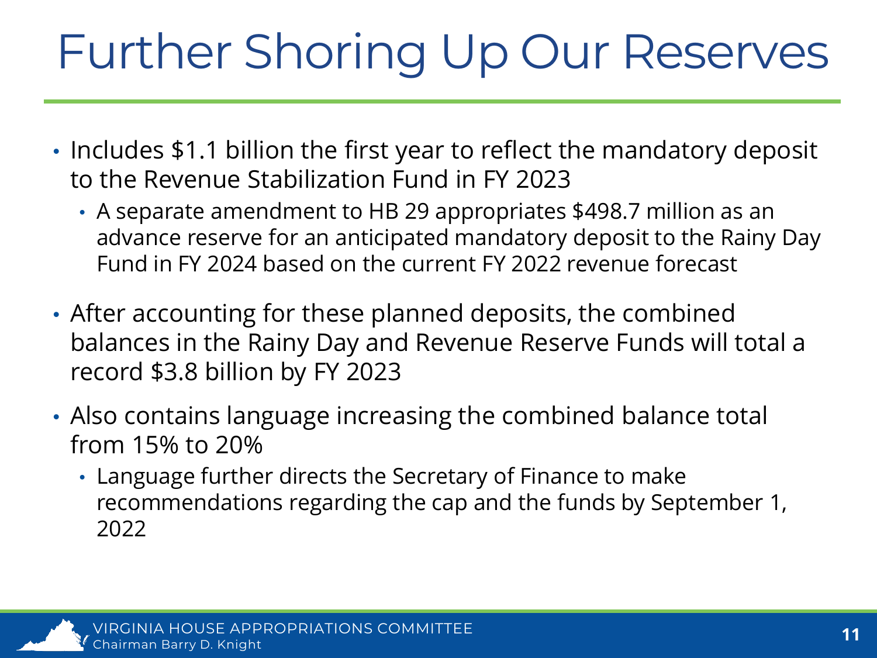# Further Shoring Up Our Reserves

- Includes $1.1 billion the first year to reflect the mandatory deposit to the Revenue Stabilization Fund in FY 2023
  - A separate amendment to HB 29 appropriates $498.7 million as an advance reserve for an anticipated mandatory deposit to the Rainy Day Fund in FY 2024 based on the current FY 2022 revenue forecast
- After accounting for these planned deposits, the combined balances in the Rainy Day and Revenue Reserve Funds will total a record $3.8 billion by FY 2023
- Also contains language increasing the combined balance total from 15% to 20%
  - Language further directs the Secretary of Finance to make recommendations regarding the cap and the funds by September 1, 2022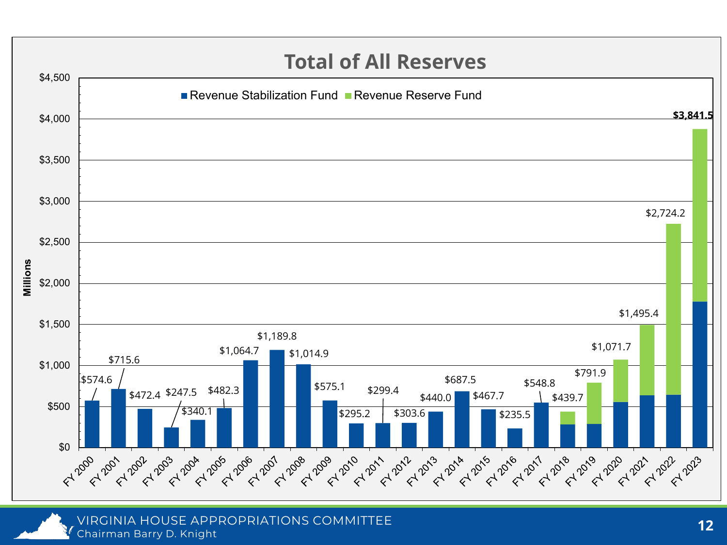# Total of All Reserves

| Fiscal Year | Total of All Reserves (Millions) |
| --- | --- |
| FY 2000 | $574.6 |
| FY 2001 | $715.6 |
| FY 2002 | $472.4 |
| FY 2003 | $247.5 |
| FY 2004 | $340.1 |
| FY 2005 | $482.3 |
| FY 2006 | $1,064.7 |
| FY 2007 | $1,189.8 |
| FY 2008 | $1,014.9 |
| FY 2009 | $575.1 |
| FY 2010 | $295.2 |
| FY 2011 | $299.4 |
| FY 2012 | $303.6 |
| FY 2013 | $440.0 |
| FY 2014 | $687.5 |
| FY 2015 | $467.7 |
| FY 2016 | $235.5 |
| FY 2017 | $548.8 |
| FY 2018 | $439.7 |
| FY 2019 | $791.9 |
| FY 2020 | $1,071.7 |
| FY 2021 | $1,495.4 |
| FY 2022 | $2,724.2 |
| FY 2023 | **$3,841.5** |

Legend: Revenue Stabilization Fund; Revenue Reserve Fund

VIRGINIA HOUSE APPROPRIATIONS COMMITTEE
Chairman Barry D. Knight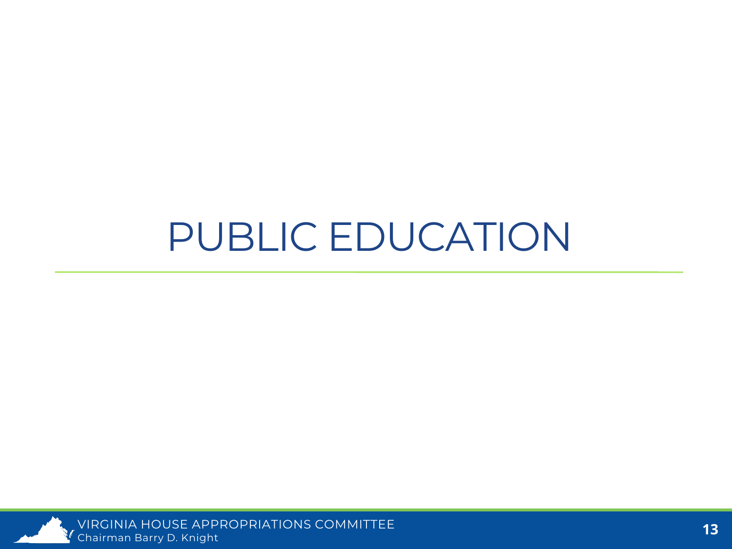# PUBLIC EDUCATION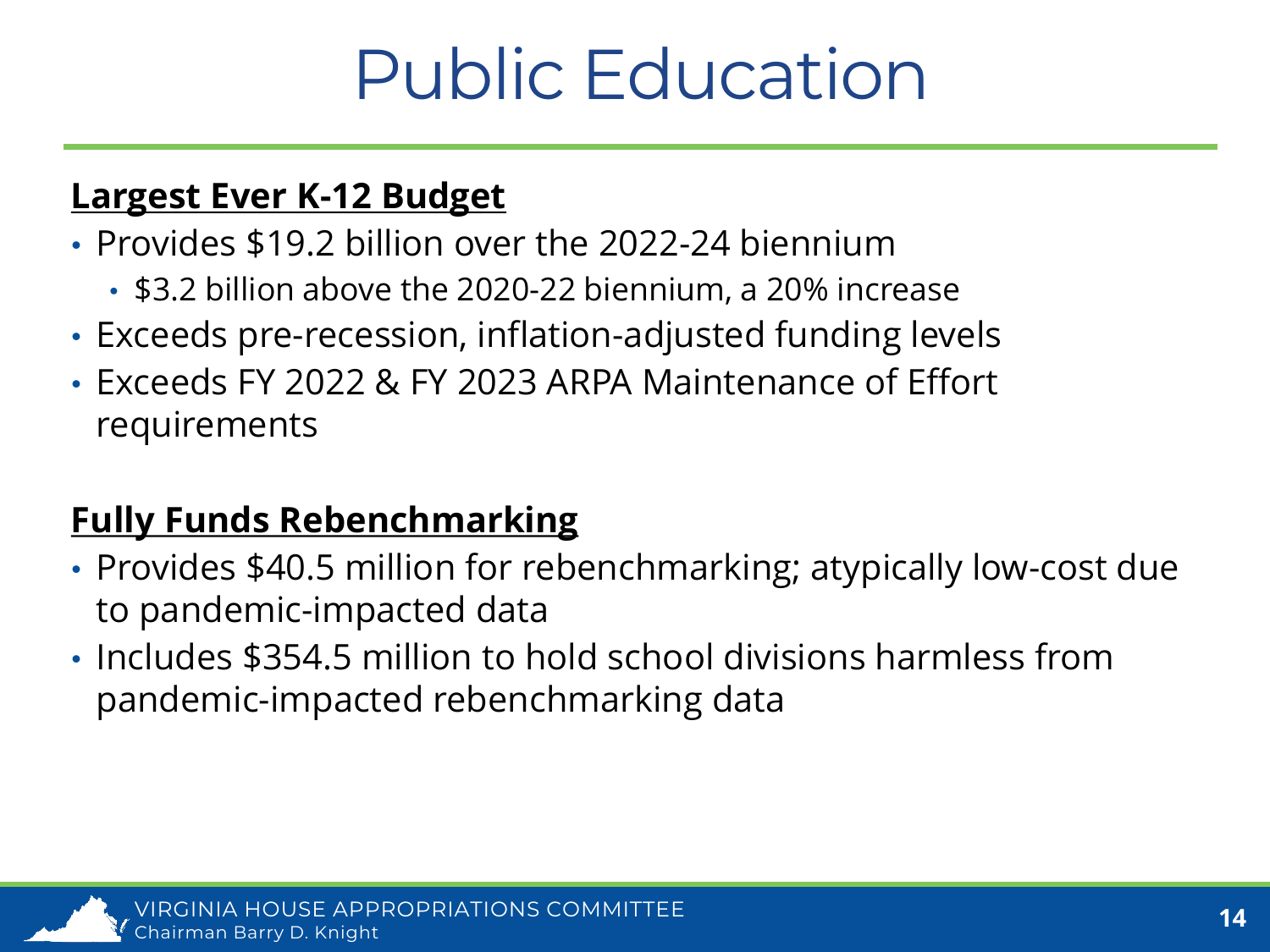# Public Education

**Largest Ever K-12 Budget**

- Provides $19.2 billion over the 2022-24 biennium
  - $3.2 billion above the 2020-22 biennium, a 20% increase
- Exceeds pre-recession, inflation-adjusted funding levels
- Exceeds FY 2022 & FY 2023 ARPA Maintenance of Effort requirements

**Fully Funds Rebenchmarking**

- Provides $40.5 million for rebenchmarking; atypically low-cost due to pandemic-impacted data
- Includes $354.5 million to hold school divisions harmless from pandemic-impacted rebenchmarking data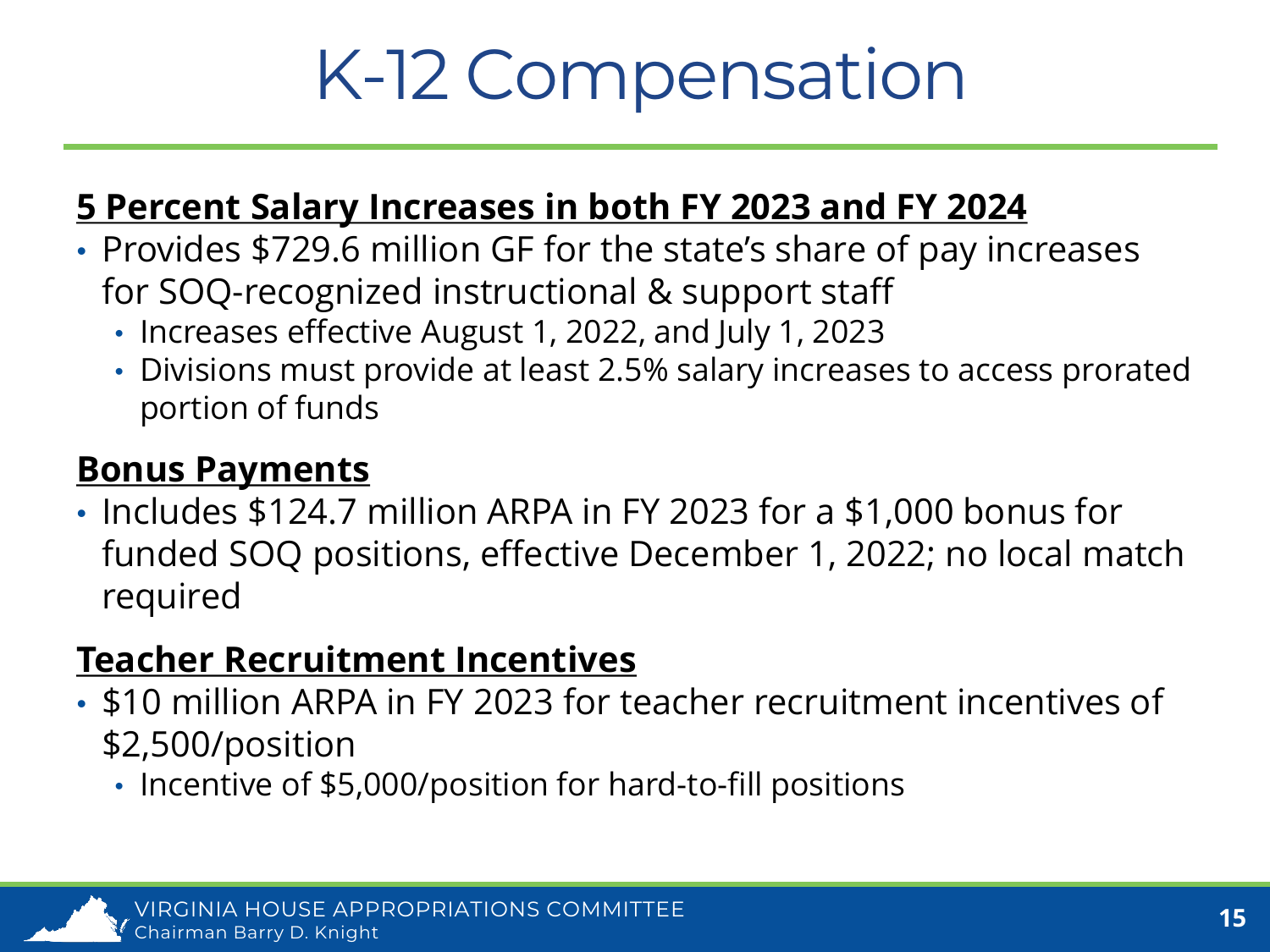# K-12 Compensation

**5 Percent Salary Increases in both FY 2023 and FY 2024**

- Provides $729.6 million GF for the state's share of pay increases for SOQ-recognized instructional & support staff
  - Increases effective August 1, 2022, and July 1, 2023
  - Divisions must provide at least 2.5% salary increases to access prorated portion of funds

**Bonus Payments**

- Includes $124.7 million ARPA in FY 2023 for a $1,000 bonus for funded SOQ positions, effective December 1, 2022; no local match required

**Teacher Recruitment Incentives**

- $10 million ARPA in FY 2023 for teacher recruitment incentives of $2,500/position
  - Incentive of $5,000/position for hard-to-fill positions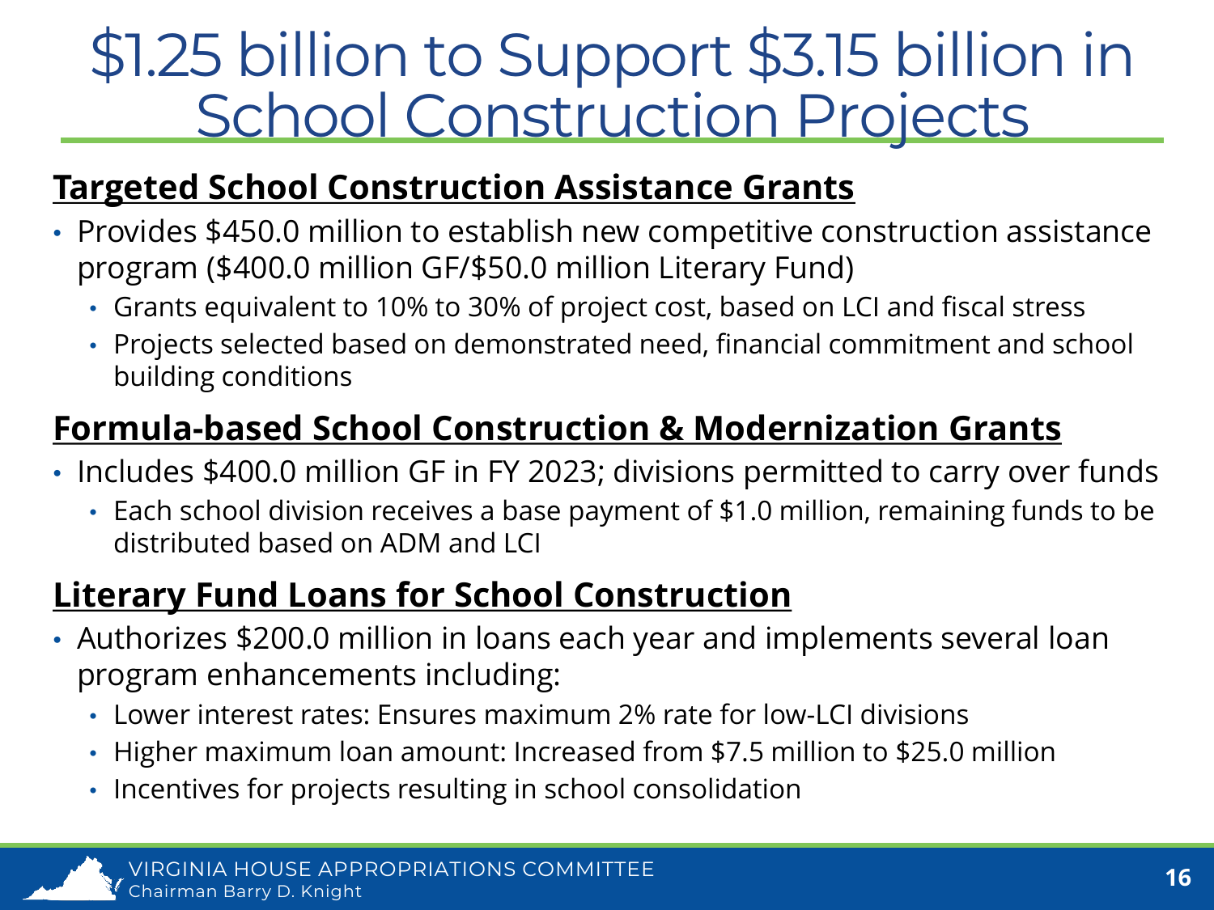# $1.25 billion to Support $3.15 billion in School Construction Projects

## Targeted School Construction Assistance Grants

- Provides $450.0 million to establish new competitive construction assistance program ($400.0 million GF/$50.0 million Literary Fund)
  - Grants equivalent to 10% to 30% of project cost, based on LCI and fiscal stress
  - Projects selected based on demonstrated need, financial commitment and school building conditions

## Formula-based School Construction & Modernization Grants

- Includes $400.0 million GF in FY 2023; divisions permitted to carry over funds
  - Each school division receives a base payment of $1.0 million, remaining funds to be distributed based on ADM and LCI

## Literary Fund Loans for School Construction

- Authorizes $200.0 million in loans each year and implements several loan program enhancements including:
  - Lower interest rates: Ensures maximum 2% rate for low-LCI divisions
  - Higher maximum loan amount: Increased from $7.5 million to $25.0 million
  - Incentives for projects resulting in school consolidation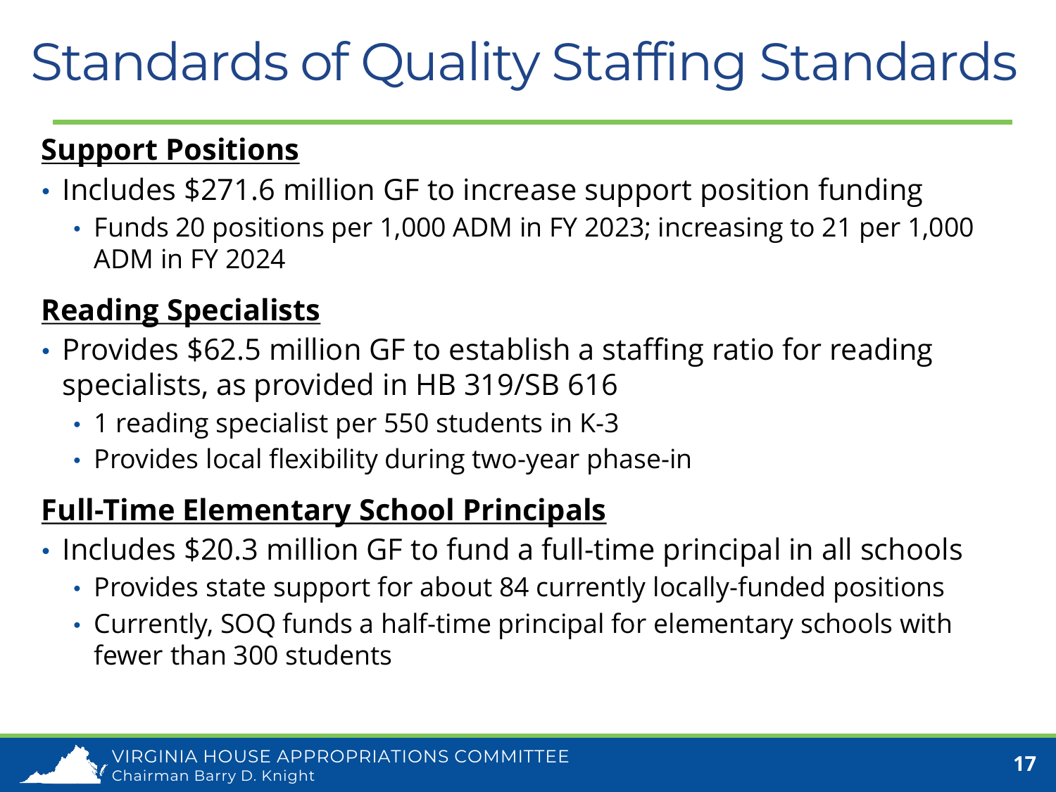# Standards of Quality Staffing Standards

**Support Positions**

- Includes $271.6 million GF to increase support position funding
  - Funds 20 positions per 1,000 ADM in FY 2023; increasing to 21 per 1,000 ADM in FY 2024

**Reading Specialists**

- Provides $62.5 million GF to establish a staffing ratio for reading specialists, as provided in HB 319/SB 616
  - 1 reading specialist per 550 students in K-3
  - Provides local flexibility during two-year phase-in

**Full-Time Elementary School Principals**

- Includes $20.3 million GF to fund a full-time principal in all schools
  - Provides state support for about 84 currently locally-funded positions
  - Currently, SOQ funds a half-time principal for elementary schools with fewer than 300 students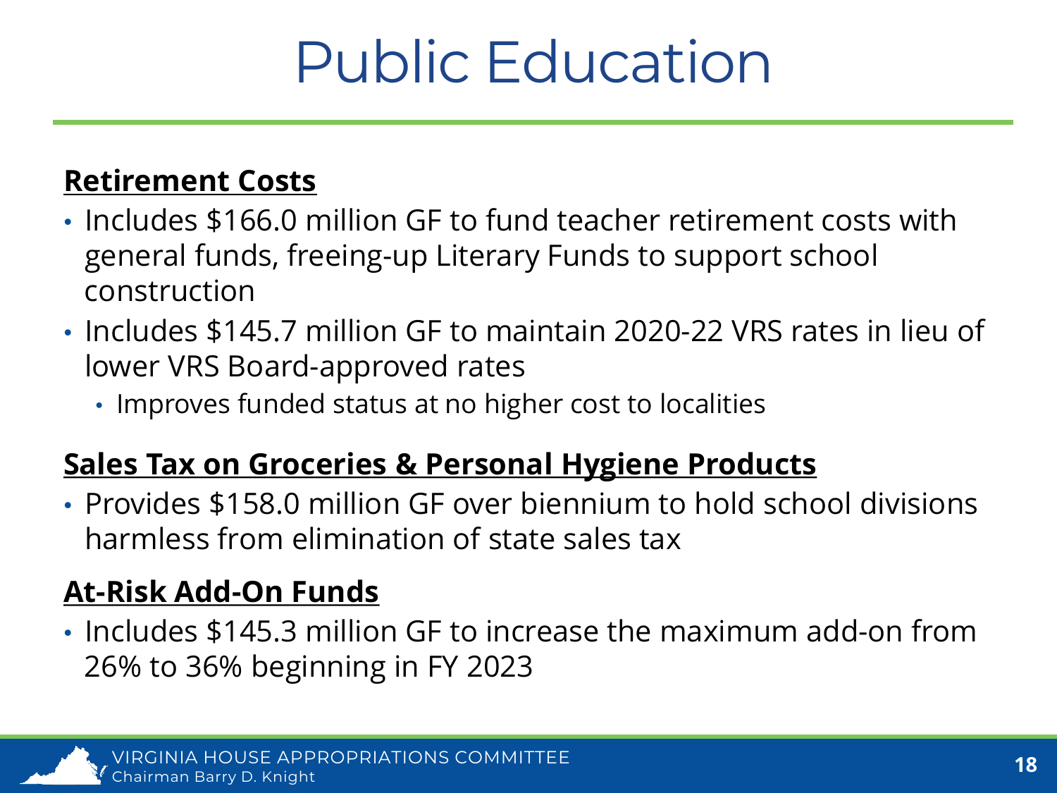# Public Education

**Retirement Costs**

- Includes $166.0 million GF to fund teacher retirement costs with general funds, freeing-up Literary Funds to support school construction
- Includes $145.7 million GF to maintain 2020-22 VRS rates in lieu of lower VRS Board-approved rates
  - Improves funded status at no higher cost to localities

**Sales Tax on Groceries & Personal Hygiene Products**

- Provides $158.0 million GF over biennium to hold school divisions harmless from elimination of state sales tax

**At-Risk Add-On Funds**

- Includes $145.3 million GF to increase the maximum add-on from 26% to 36% beginning in FY 2023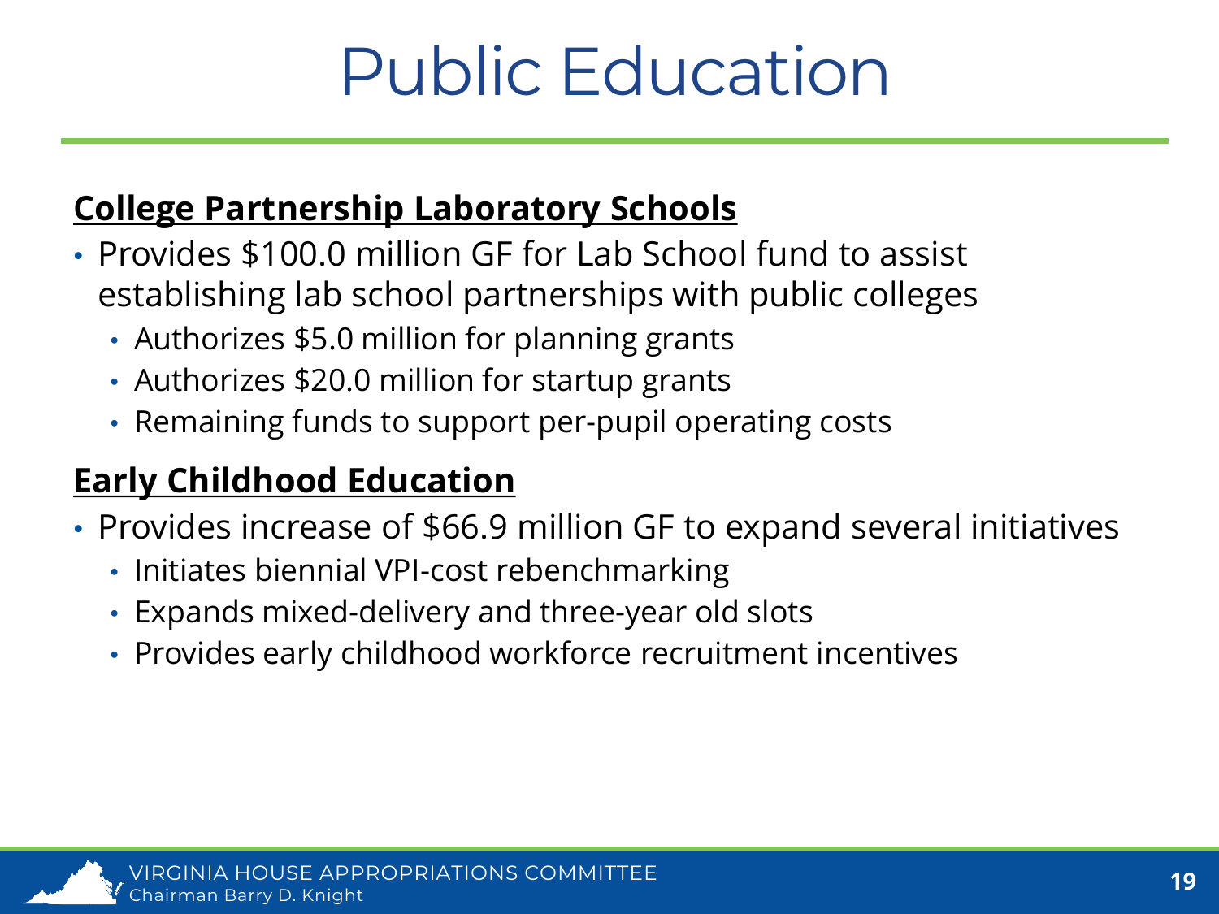# Public Education

## College Partnership Laboratory Schools

- Provides $100.0 million GF for Lab School fund to assist establishing lab school partnerships with public colleges
  - Authorizes $5.0 million for planning grants
  - Authorizes $20.0 million for startup grants
  - Remaining funds to support per-pupil operating costs

## Early Childhood Education

- Provides increase of $66.9 million GF to expand several initiatives
  - Initiates biennial VPI-cost rebenchmarking
  - Expands mixed-delivery and three-year old slots
  - Provides early childhood workforce recruitment incentives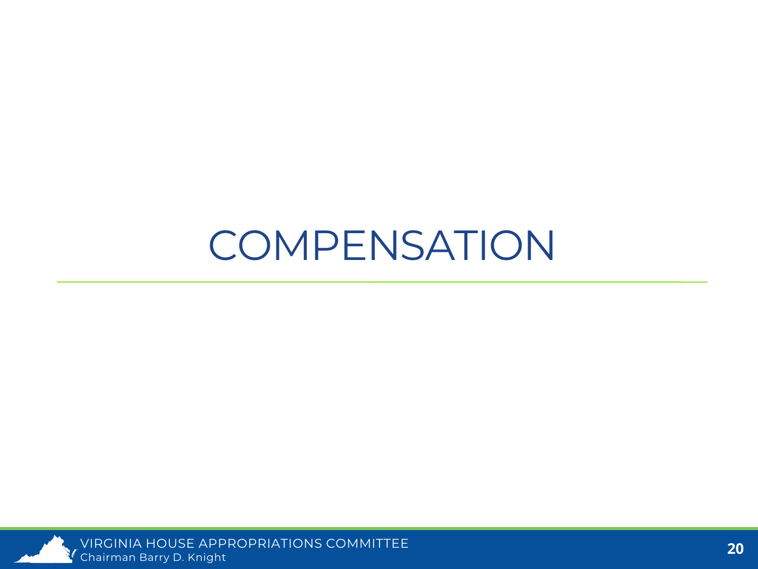# COMPENSATION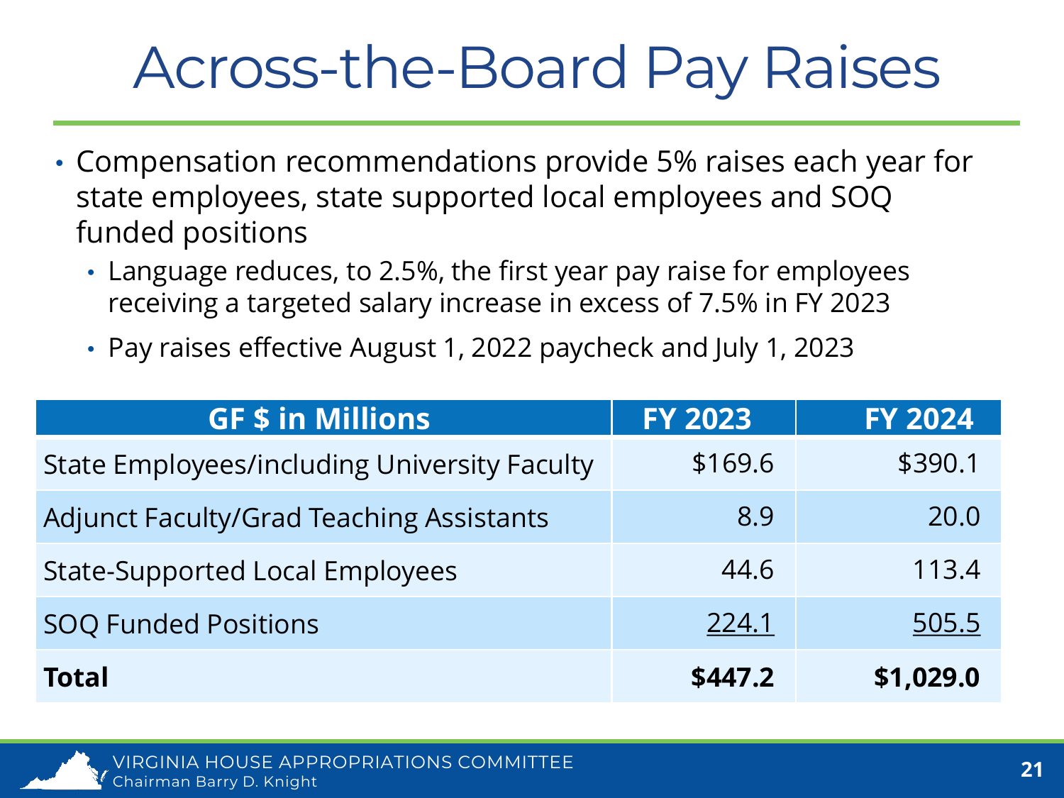# Across-the-Board Pay Raises

- Compensation recommendations provide 5% raises each year for state employees, state supported local employees and SOQ funded positions
  - Language reduces, to 2.5%, the first year pay raise for employees receiving a targeted salary increase in excess of 7.5% in FY 2023
  - Pay raises effective August 1, 2022 paycheck and July 1, 2023

| GF $ in Millions | FY 2023 | FY 2024 |
|---|---:|---:|
| State Employees/including University Faculty | $169.6 | $390.1 |
| Adjunct Faculty/Grad Teaching Assistants | 8.9 | 20.0 |
| State-Supported Local Employees | 44.6 | 113.4 |
| SOQ Funded Positions | 224.1 | 505.5 |
| **Total** | **$447.2** | **$1,029.0** |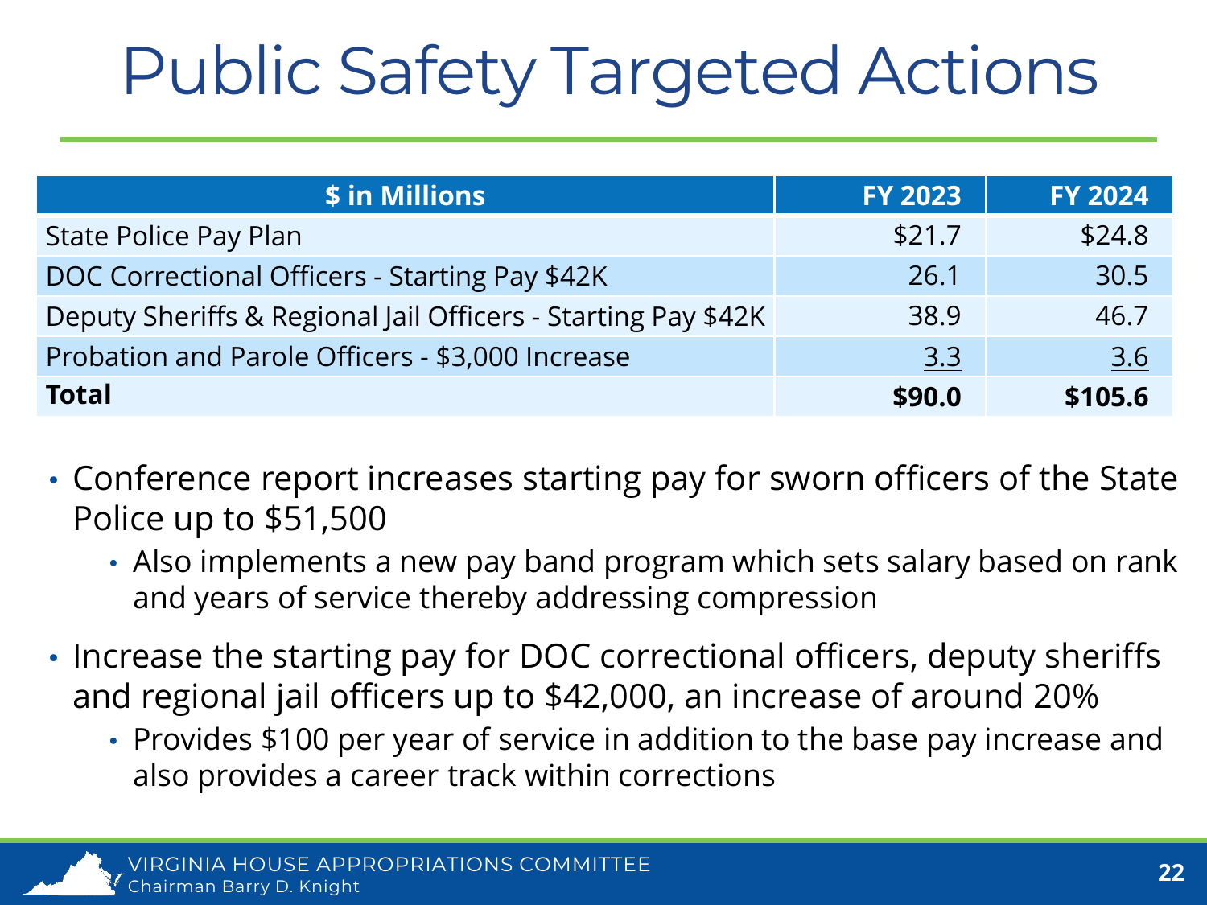# Public Safety Targeted Actions

| $ in Millions | FY 2023 | FY 2024 |
|---|---|---|
| State Police Pay Plan | $21.7 | $24.8 |
| DOC Correctional Officers - Starting Pay $42K | 26.1 | 30.5 |
| Deputy Sheriffs & Regional Jail Officers - Starting Pay $42K | 38.9 | 46.7 |
| Probation and Parole Officers - $3,000 Increase | 3.3 | 3.6 |
| **Total** | **$90.0** | **$105.6** |

- Conference report increases starting pay for sworn officers of the State Police up to $51,500
  - Also implements a new pay band program which sets salary based on rank and years of service thereby addressing compression
- Increase the starting pay for DOC correctional officers, deputy sheriffs and regional jail officers up to $42,000, an increase of around 20%
  - Provides $100 per year of service in addition to the base pay increase and also provides a career track within corrections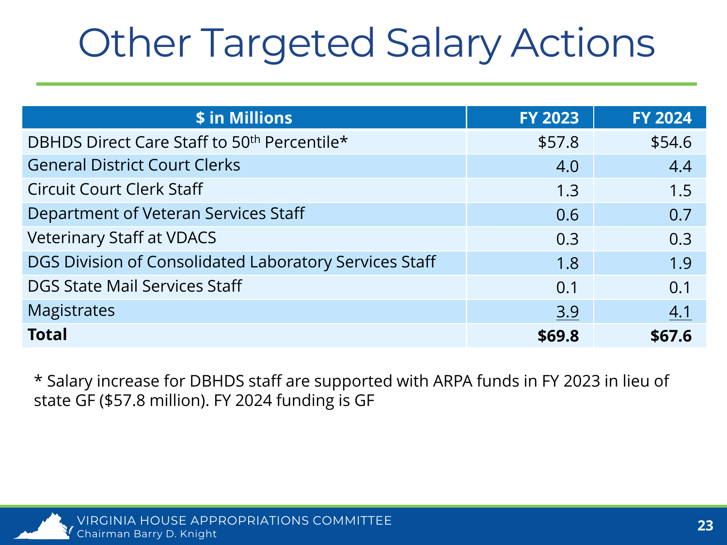# Other Targeted Salary Actions

| $ in Millions | FY 2023 | FY 2024 |
|---|---|---|
| DBHDS Direct Care Staff to 50th Percentile* | $57.8 | $54.6 |
| General District Court Clerks | 4.0 | 4.4 |
| Circuit Court Clerk Staff | 1.3 | 1.5 |
| Department of Veteran Services Staff | 0.6 | 0.7 |
| Veterinary Staff at VDACS | 0.3 | 0.3 |
| DGS Division of Consolidated Laboratory Services Staff | 1.8 | 1.9 |
| DGS State Mail Services Staff | 0.1 | 0.1 |
| Magistrates | 3.9 | 4.1 |
| **Total** | **$69.8** | **$67.6** |

* Salary increase for DBHDS staff are supported with ARPA funds in FY 2023 in lieu of state GF ($57.8 million). FY 2024 funding is GF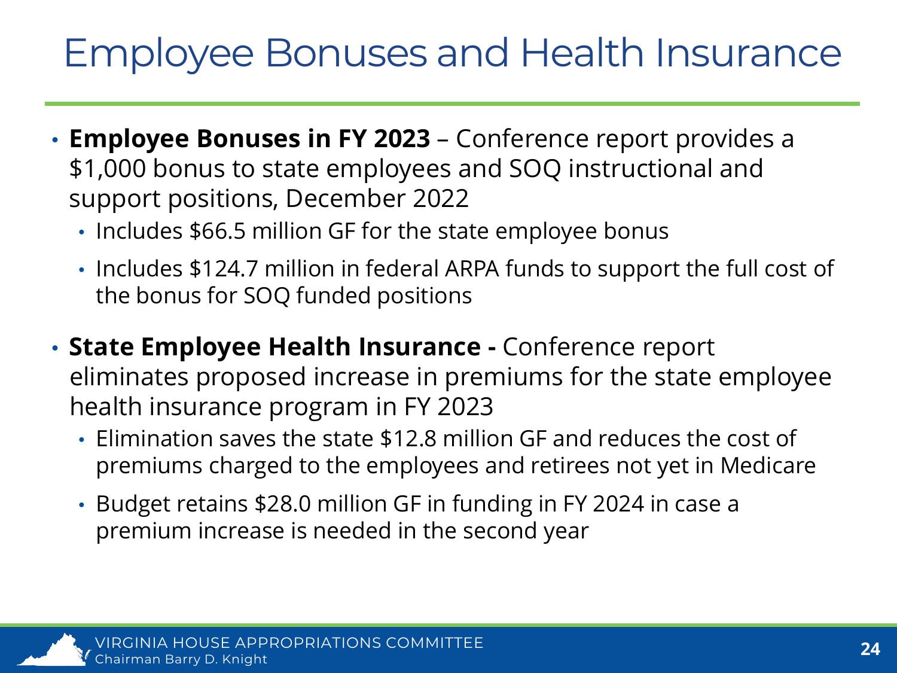# Employee Bonuses and Health Insurance

- **Employee Bonuses in FY 2023** – Conference report provides a $1,000 bonus to state employees and SOQ instructional and support positions, December 2022
  - Includes $66.5 million GF for the state employee bonus
  - Includes $124.7 million in federal ARPA funds to support the full cost of the bonus for SOQ funded positions
- **State Employee Health Insurance -** Conference report eliminates proposed increase in premiums for the state employee health insurance program in FY 2023
  - Elimination saves the state $12.8 million GF and reduces the cost of premiums charged to the employees and retirees not yet in Medicare
  - Budget retains $28.0 million GF in funding in FY 2024 in case a premium increase is needed in the second year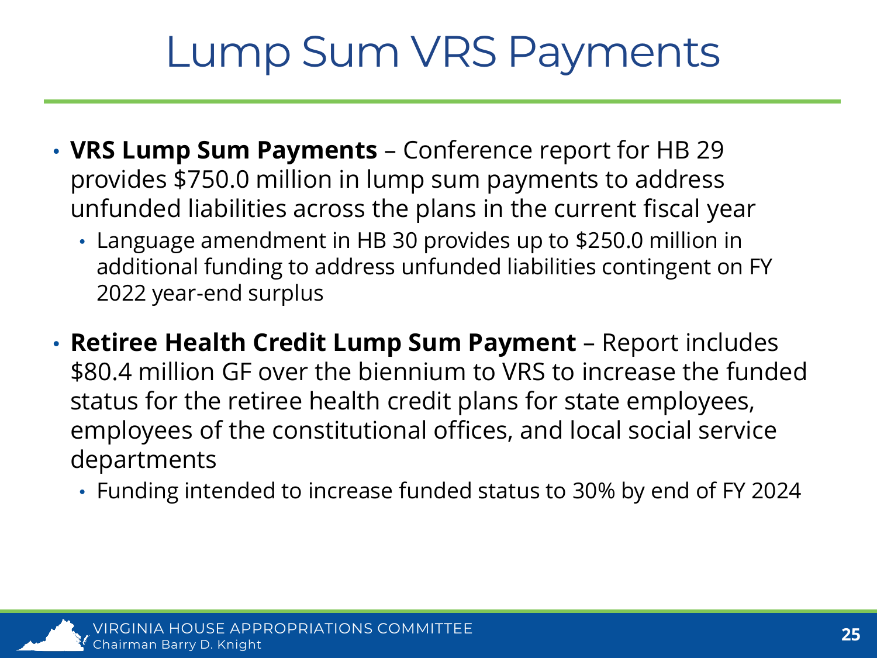# Lump Sum VRS Payments

- **VRS Lump Sum Payments** – Conference report for HB 29 provides $750.0 million in lump sum payments to address unfunded liabilities across the plans in the current fiscal year
  - Language amendment in HB 30 provides up to $250.0 million in additional funding to address unfunded liabilities contingent on FY 2022 year-end surplus
- **Retiree Health Credit Lump Sum Payment** – Report includes $80.4 million GF over the biennium to VRS to increase the funded status for the retiree health credit plans for state employees, employees of the constitutional offices, and local social service departments
  - Funding intended to increase funded status to 30% by end of FY 2024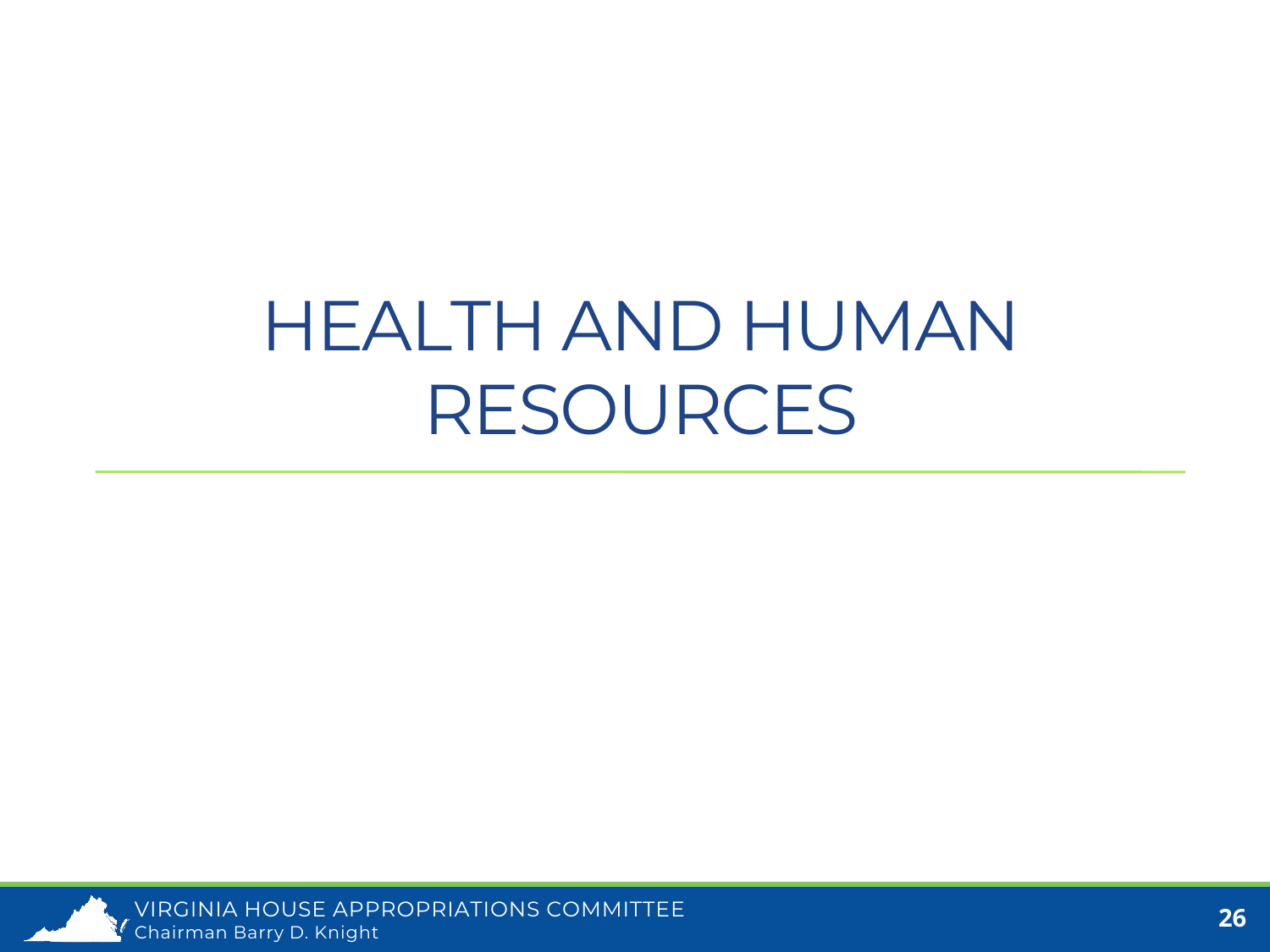# HEALTH AND HUMAN RESOURCES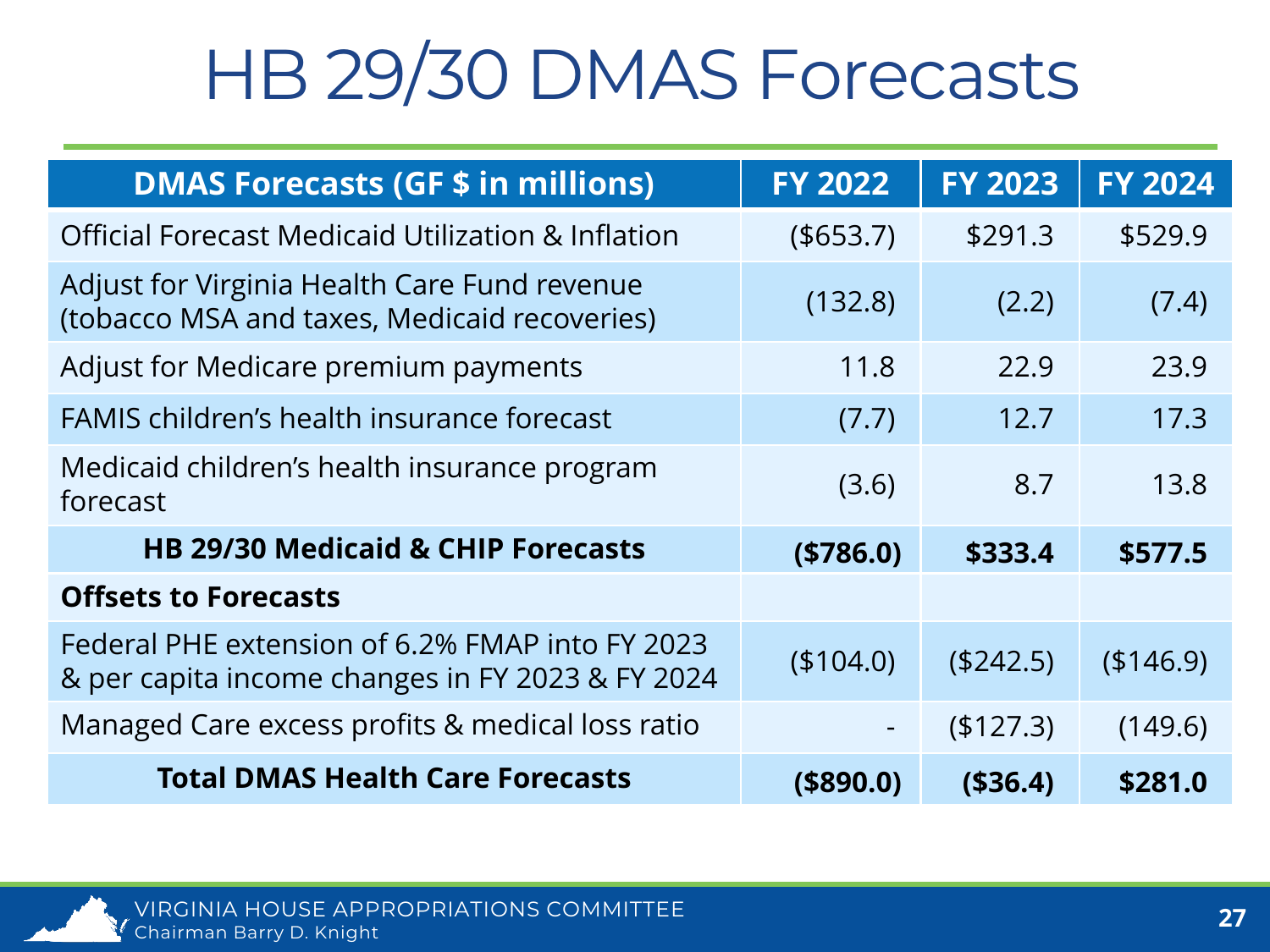# HB 29/30 DMAS Forecasts

| DMAS Forecasts (GF $ in millions) | FY 2022 | FY 2023 | FY 2024 |
|---|---|---|---|
| Official Forecast Medicaid Utilization & Inflation | ($653.7) | $291.3 | $529.9 |
| Adjust for Virginia Health Care Fund revenue (tobacco MSA and taxes, Medicaid recoveries) | (132.8) | (2.2) | (7.4) |
| Adjust for Medicare premium payments | 11.8 | 22.9 | 23.9 |
| FAMIS children's health insurance forecast | (7.7) | 12.7 | 17.3 |
| Medicaid children's health insurance program forecast | (3.6) | 8.7 | 13.8 |
| **HB 29/30 Medicaid & CHIP Forecasts** | **($786.0)** | **$333.4** | **$577.5** |
| **Offsets to Forecasts** | | | |
| Federal PHE extension of 6.2% FMAP into FY 2023 & per capita income changes in FY 2023 & FY 2024 | ($104.0) | ($242.5) | ($146.9) |
| Managed Care excess profits & medical loss ratio | - | ($127.3) | (149.6) |
| **Total DMAS Health Care Forecasts** | **($890.0)** | **($36.4)** | **$281.0** |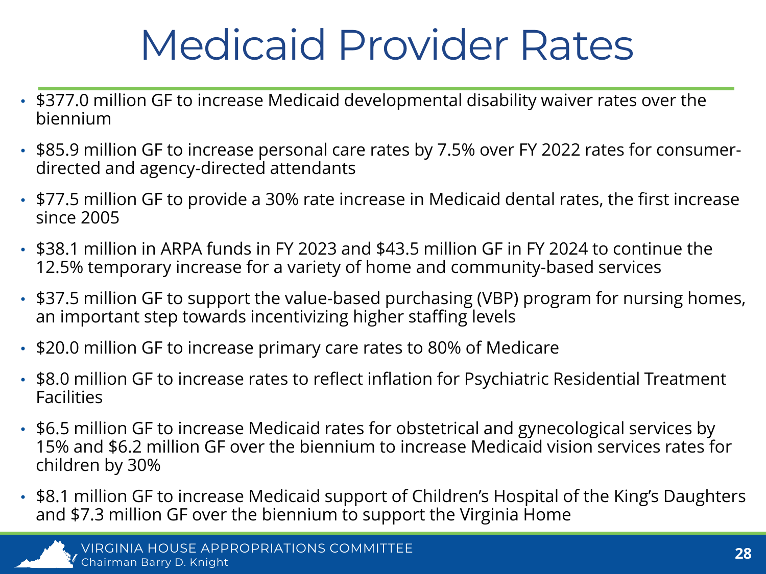# Medicaid Provider Rates

- $377.0 million GF to increase Medicaid developmental disability waiver rates over the biennium
- $85.9 million GF to increase personal care rates by 7.5% over FY 2022 rates for consumer-directed and agency-directed attendants
- $77.5 million GF to provide a 30% rate increase in Medicaid dental rates, the first increase since 2005
- $38.1 million in ARPA funds in FY 2023 and $43.5 million GF in FY 2024 to continue the 12.5% temporary increase for a variety of home and community-based services
- $37.5 million GF to support the value-based purchasing (VBP) program for nursing homes, an important step towards incentivizing higher staffing levels
- $20.0 million GF to increase primary care rates to 80% of Medicare
- $8.0 million GF to increase rates to reflect inflation for Psychiatric Residential Treatment Facilities
- $6.5 million GF to increase Medicaid rates for obstetrical and gynecological services by 15% and $6.2 million GF over the biennium to increase Medicaid vision services rates for children by 30%
- $8.1 million GF to increase Medicaid support of Children's Hospital of the King's Daughters and $7.3 million GF over the biennium to support the Virginia Home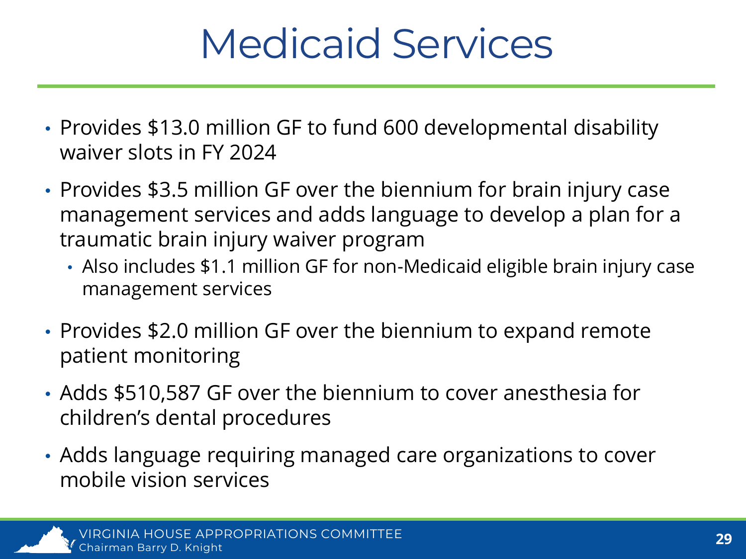# Medicaid Services

- Provides $13.0 million GF to fund 600 developmental disability waiver slots in FY 2024
- Provides $3.5 million GF over the biennium for brain injury case management services and adds language to develop a plan for a traumatic brain injury waiver program
  - Also includes $1.1 million GF for non-Medicaid eligible brain injury case management services
- Provides $2.0 million GF over the biennium to expand remote patient monitoring
- Adds $510,587 GF over the biennium to cover anesthesia for children's dental procedures
- Adds language requiring managed care organizations to cover mobile vision services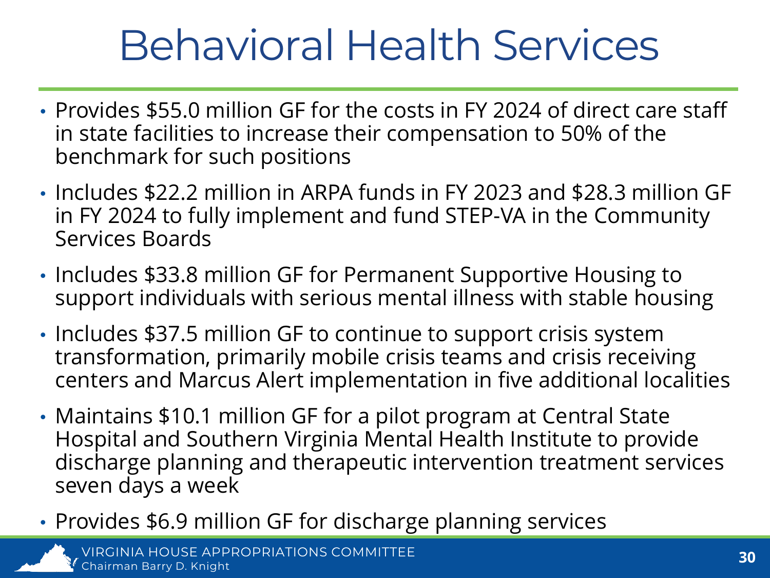# Behavioral Health Services

- Provides $55.0 million GF for the costs in FY 2024 of direct care staff in state facilities to increase their compensation to 50% of the benchmark for such positions
- Includes $22.2 million in ARPA funds in FY 2023 and $28.3 million GF in FY 2024 to fully implement and fund STEP-VA in the Community Services Boards
- Includes $33.8 million GF for Permanent Supportive Housing to support individuals with serious mental illness with stable housing
- Includes $37.5 million GF to continue to support crisis system transformation, primarily mobile crisis teams and crisis receiving centers and Marcus Alert implementation in five additional localities
- Maintains $10.1 million GF for a pilot program at Central State Hospital and Southern Virginia Mental Health Institute to provide discharge planning and therapeutic intervention treatment services seven days a week
- Provides $6.9 million GF for discharge planning services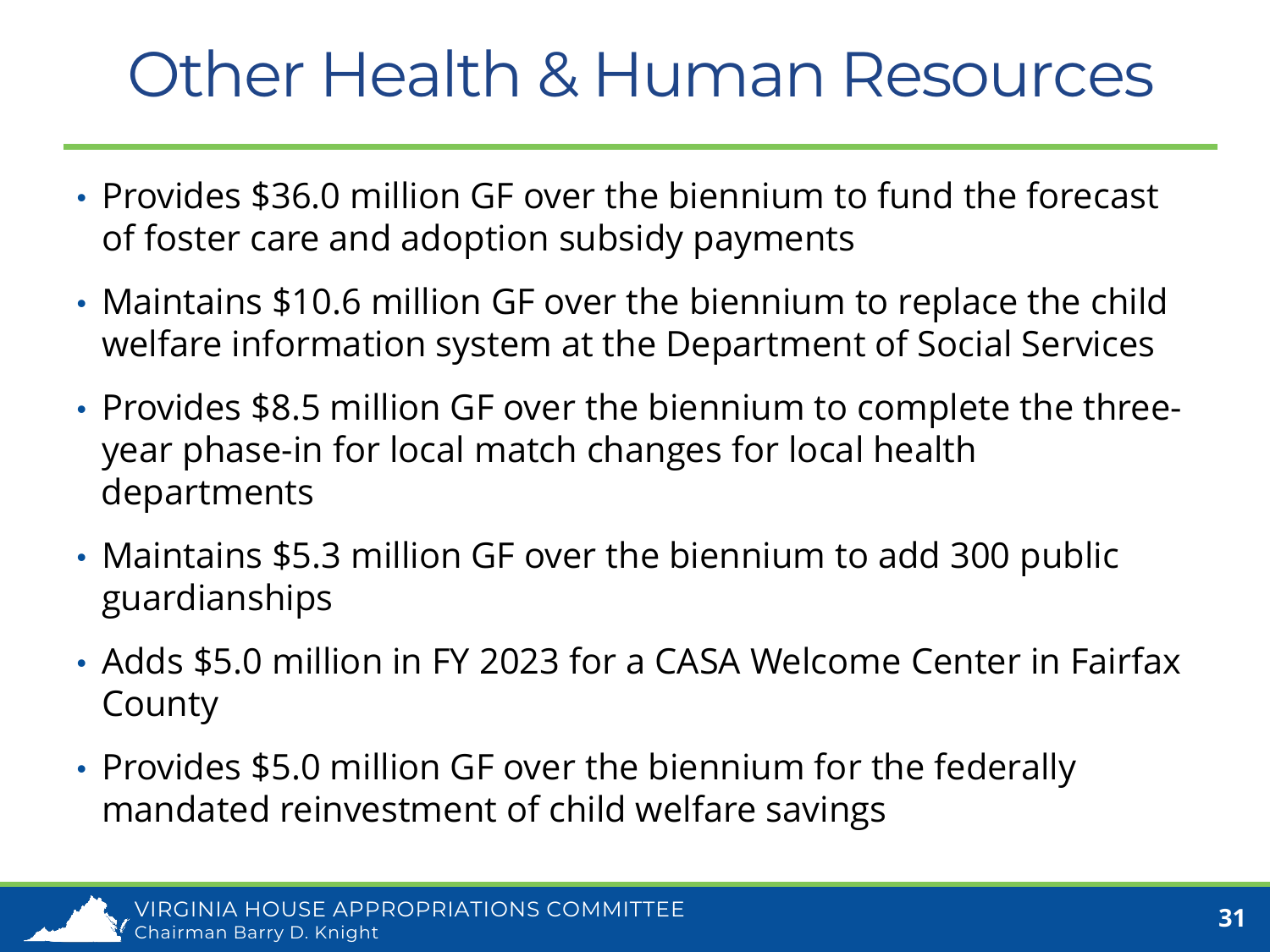# Other Health & Human Resources

- Provides $36.0 million GF over the biennium to fund the forecast of foster care and adoption subsidy payments
- Maintains $10.6 million GF over the biennium to replace the child welfare information system at the Department of Social Services
- Provides $8.5 million GF over the biennium to complete the three-year phase-in for local match changes for local health departments
- Maintains $5.3 million GF over the biennium to add 300 public guardianships
- Adds $5.0 million in FY 2023 for a CASA Welcome Center in Fairfax County
- Provides $5.0 million GF over the biennium for the federally mandated reinvestment of child welfare savings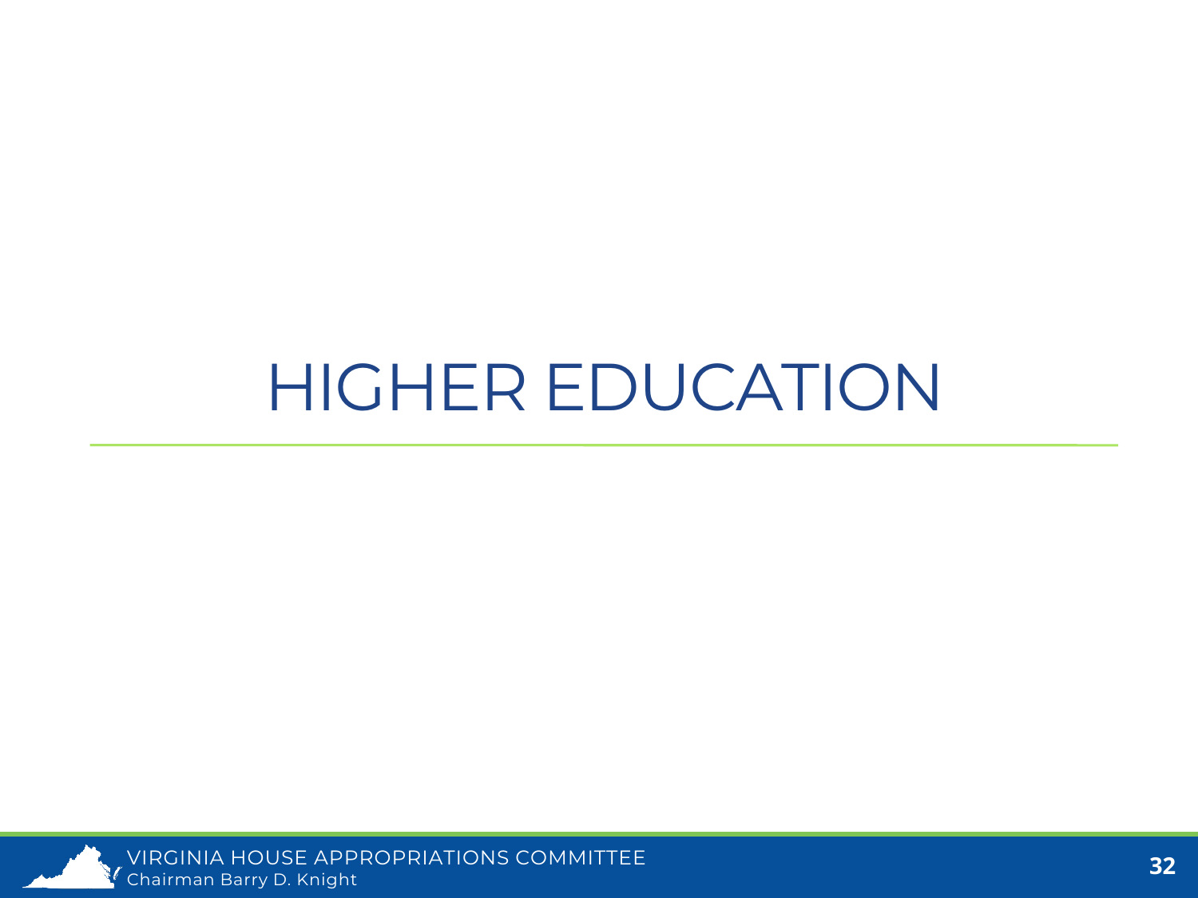# HIGHER EDUCATION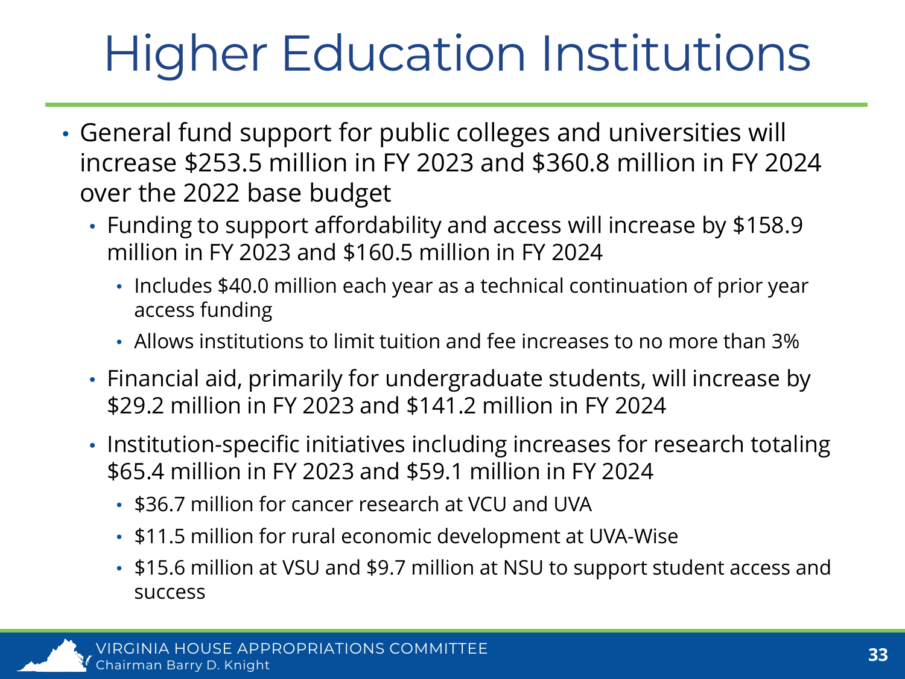# Higher Education Institutions

- General fund support for public colleges and universities will increase $253.5 million in FY 2023 and $360.8 million in FY 2024 over the 2022 base budget
  - Funding to support affordability and access will increase by $158.9 million in FY 2023 and $160.5 million in FY 2024
    - Includes $40.0 million each year as a technical continuation of prior year access funding
    - Allows institutions to limit tuition and fee increases to no more than 3%
  - Financial aid, primarily for undergraduate students, will increase by $29.2 million in FY 2023 and $141.2 million in FY 2024
  - Institution-specific initiatives including increases for research totaling $65.4 million in FY 2023 and $59.1 million in FY 2024
    - $36.7 million for cancer research at VCU and UVA
    - $11.5 million for rural economic development at UVA-Wise
    - $15.6 million at VSU and $9.7 million at NSU to support student access and success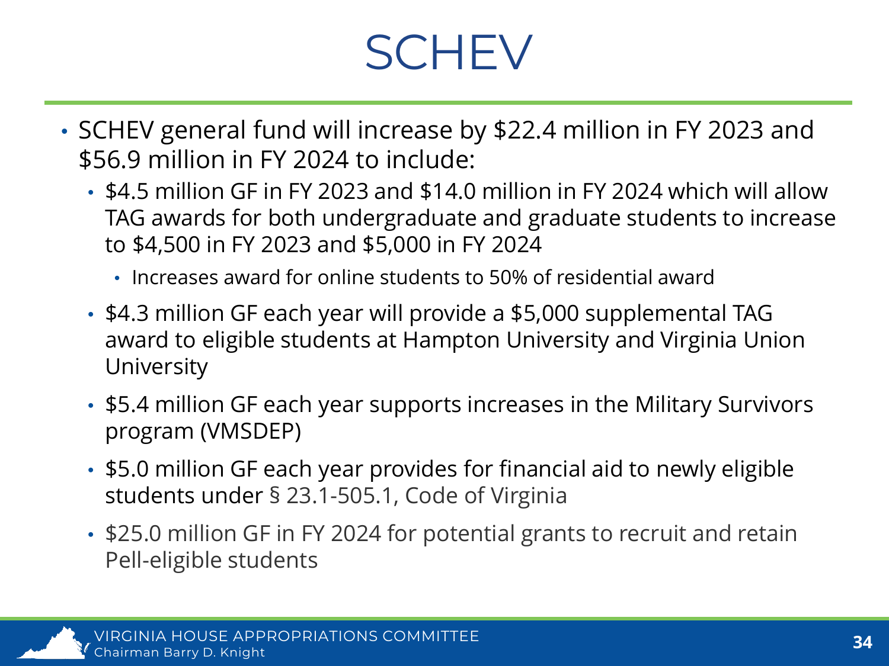# SCHEV

- SCHEV general fund will increase by $22.4 million in FY 2023 and $56.9 million in FY 2024 to include:
  - $4.5 million GF in FY 2023 and $14.0 million in FY 2024 which will allow TAG awards for both undergraduate and graduate students to increase to $4,500 in FY 2023 and $5,000 in FY 2024
    - Increases award for online students to 50% of residential award
  - $4.3 million GF each year will provide a $5,000 supplemental TAG award to eligible students at Hampton University and Virginia Union University
  - $5.4 million GF each year supports increases in the Military Survivors program (VMSDEP)
  - $5.0 million GF each year provides for financial aid to newly eligible students under § 23.1-505.1, Code of Virginia
  - $25.0 million GF in FY 2024 for potential grants to recruit and retain Pell-eligible students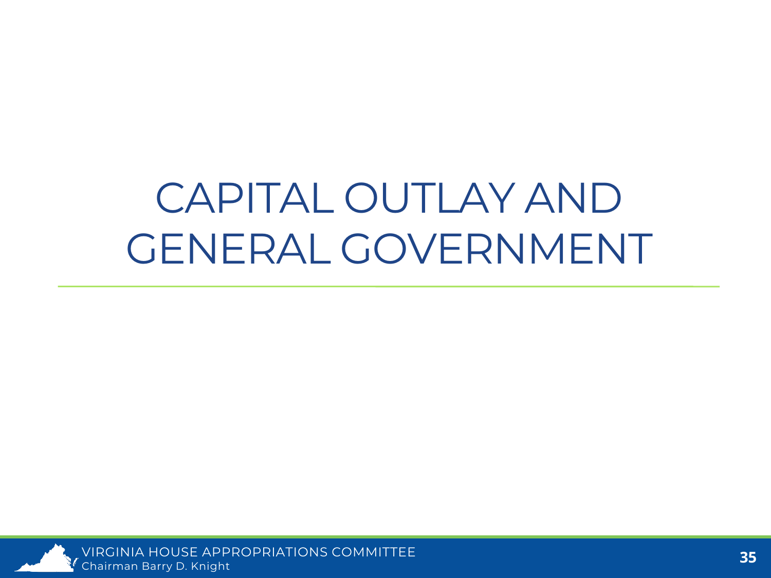# CAPITAL OUTLAY AND GENERAL GOVERNMENT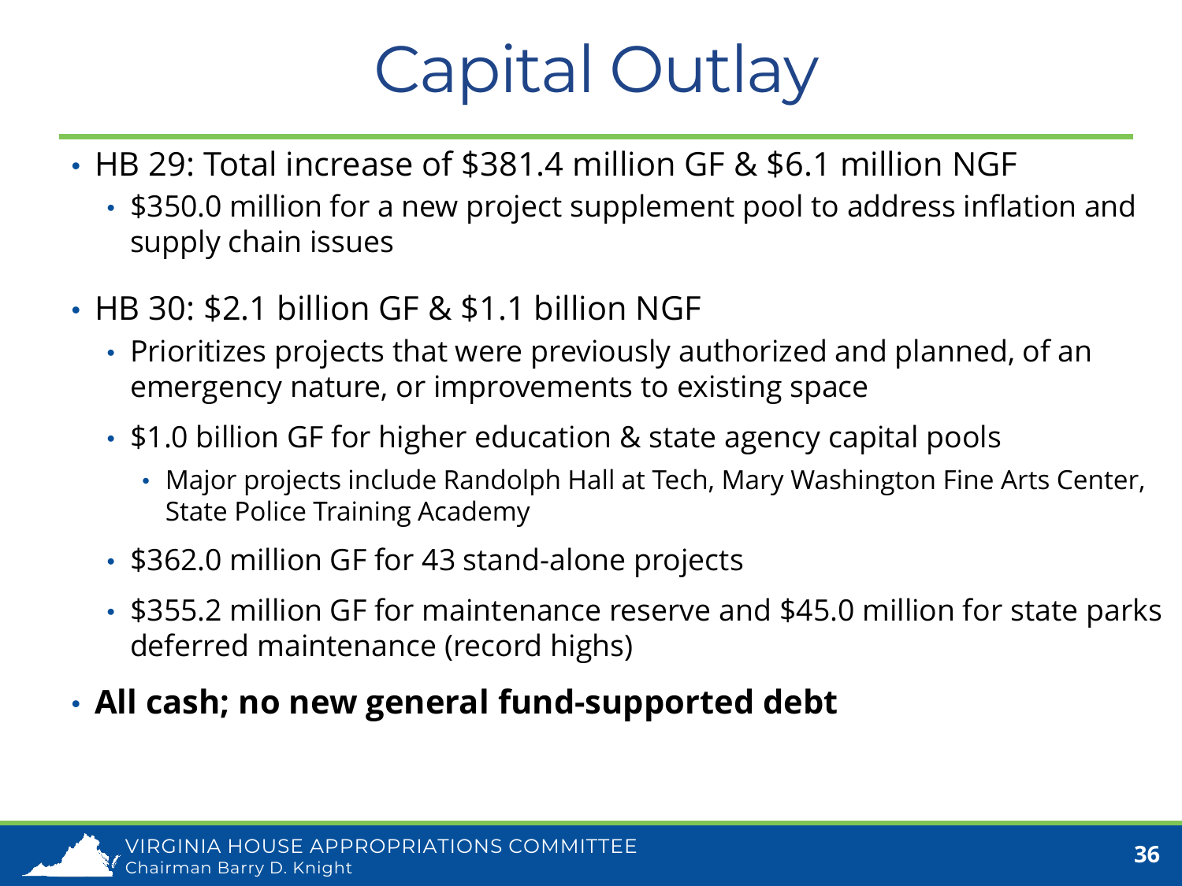# Capital Outlay

- HB 29: Total increase of $381.4 million GF & $6.1 million NGF
  - $350.0 million for a new project supplement pool to address inflation and supply chain issues
- HB 30: $2.1 billion GF & $1.1 billion NGF
  - Prioritizes projects that were previously authorized and planned, of an emergency nature, or improvements to existing space
  - $1.0 billion GF for higher education & state agency capital pools
    - Major projects include Randolph Hall at Tech, Mary Washington Fine Arts Center, State Police Training Academy
  - $362.0 million GF for 43 stand-alone projects
  - $355.2 million GF for maintenance reserve and $45.0 million for state parks deferred maintenance (record highs)
- **All cash; no new general fund-supported debt**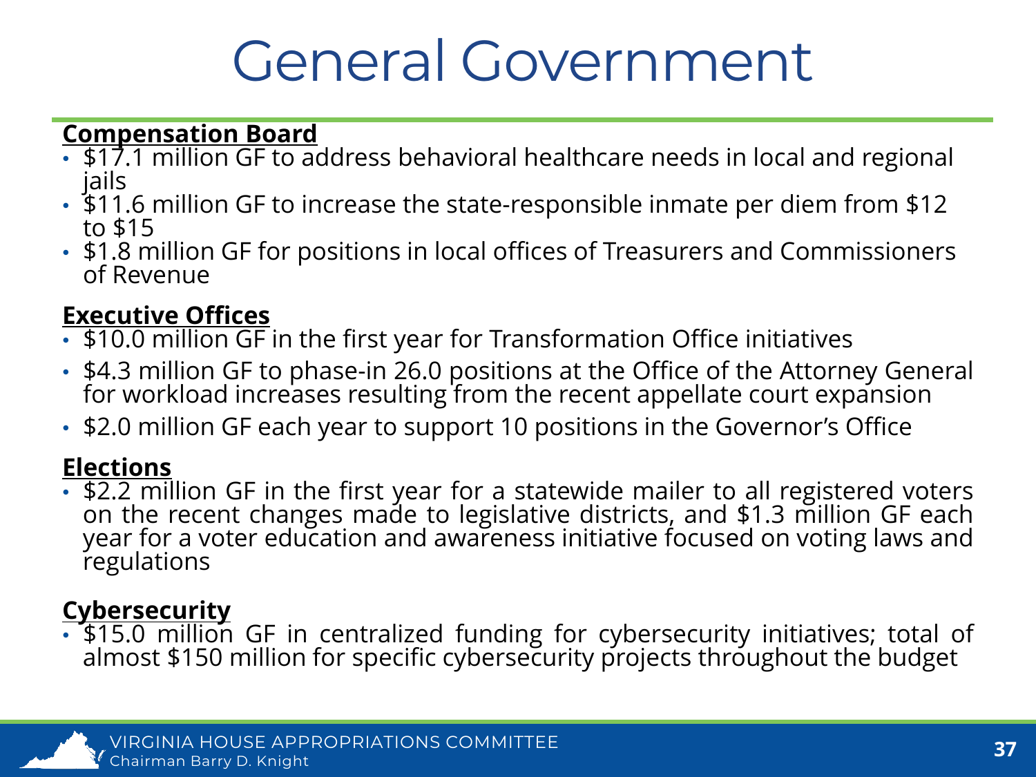# General Government

**Compensation Board**

- $17.1 million GF to address behavioral healthcare needs in local and regional jails
- $11.6 million GF to increase the state-responsible inmate per diem from $12 to $15
- $1.8 million GF for positions in local offices of Treasurers and Commissioners of Revenue

**Executive Offices**

- $10.0 million GF in the first year for Transformation Office initiatives
- $4.3 million GF to phase-in 26.0 positions at the Office of the Attorney General for workload increases resulting from the recent appellate court expansion
- $2.0 million GF each year to support 10 positions in the Governor's Office

**Elections**

- $2.2 million GF in the first year for a statewide mailer to all registered voters on the recent changes made to legislative districts, and $1.3 million GF each year for a voter education and awareness initiative focused on voting laws and regulations

**Cybersecurity**

- $15.0 million GF in centralized funding for cybersecurity initiatives; total of almost $150 million for specific cybersecurity projects throughout the budget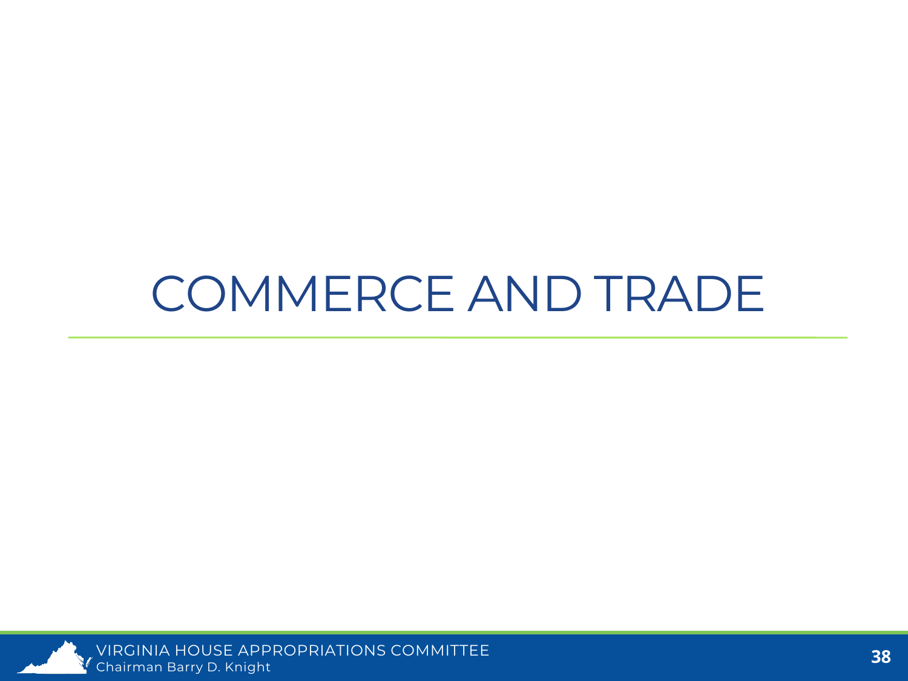# COMMERCE AND TRADE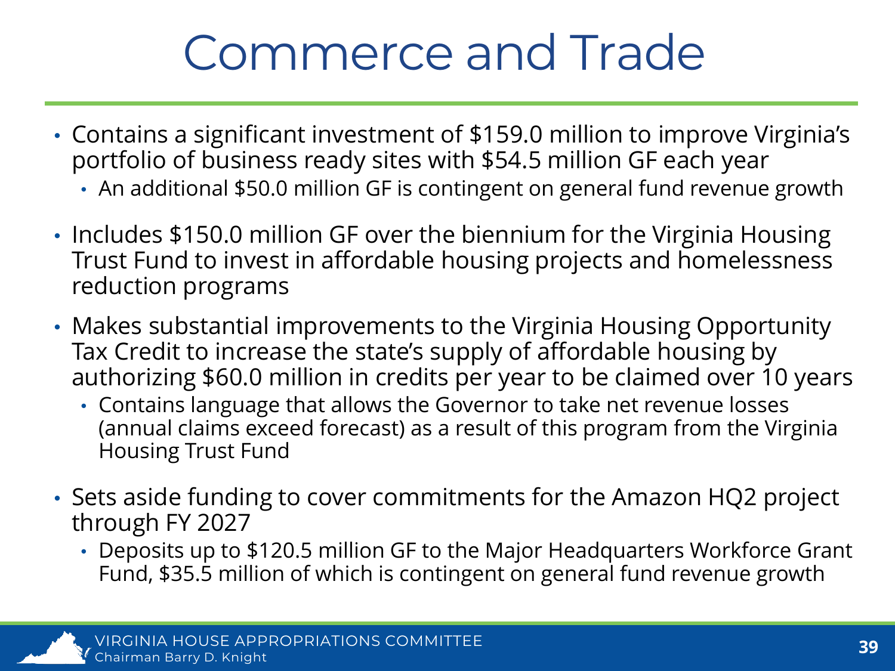# Commerce and Trade

- Contains a significant investment of $159.0 million to improve Virginia's portfolio of business ready sites with $54.5 million GF each year
  - An additional $50.0 million GF is contingent on general fund revenue growth
- Includes $150.0 million GF over the biennium for the Virginia Housing Trust Fund to invest in affordable housing projects and homelessness reduction programs
- Makes substantial improvements to the Virginia Housing Opportunity Tax Credit to increase the state's supply of affordable housing by authorizing $60.0 million in credits per year to be claimed over 10 years
  - Contains language that allows the Governor to take net revenue losses (annual claims exceed forecast) as a result of this program from the Virginia Housing Trust Fund
- Sets aside funding to cover commitments for the Amazon HQ2 project through FY 2027
  - Deposits up to $120.5 million GF to the Major Headquarters Workforce Grant Fund, $35.5 million of which is contingent on general fund revenue growth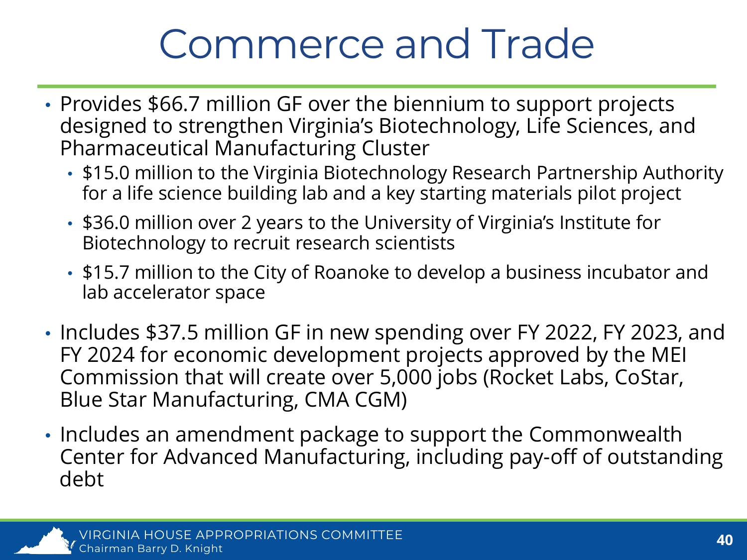# Commerce and Trade

- Provides $66.7 million GF over the biennium to support projects designed to strengthen Virginia's Biotechnology, Life Sciences, and Pharmaceutical Manufacturing Cluster
  - $15.0 million to the Virginia Biotechnology Research Partnership Authority for a life science building lab and a key starting materials pilot project
  - $36.0 million over 2 years to the University of Virginia's Institute for Biotechnology to recruit research scientists
  - $15.7 million to the City of Roanoke to develop a business incubator and lab accelerator space
- Includes $37.5 million GF in new spending over FY 2022, FY 2023, and FY 2024 for economic development projects approved by the MEI Commission that will create over 5,000 jobs (Rocket Labs, CoStar, Blue Star Manufacturing, CMA CGM)
- Includes an amendment package to support the Commonwealth Center for Advanced Manufacturing, including pay-off of outstanding debt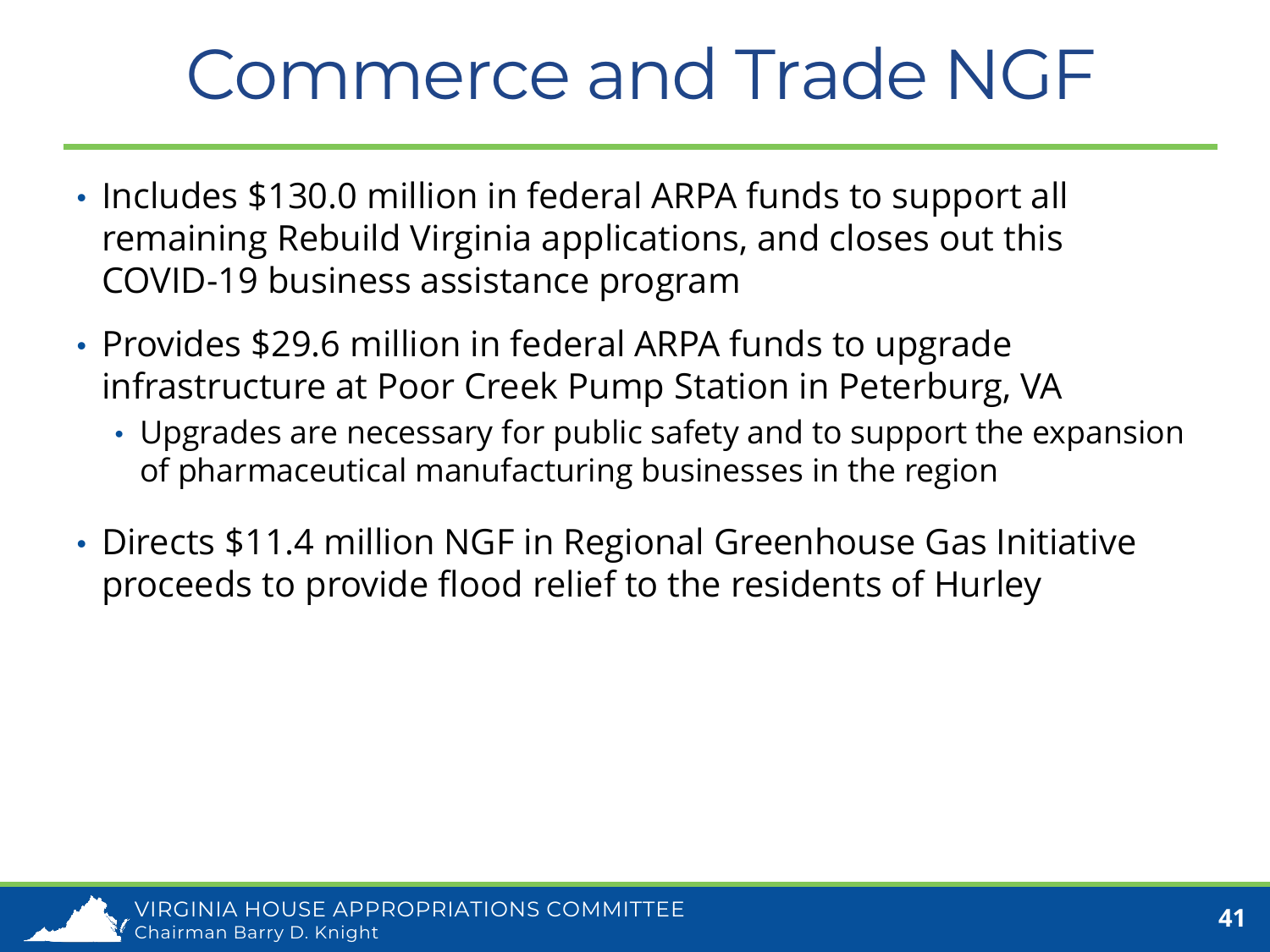# Commerce and Trade NGF

- Includes $130.0 million in federal ARPA funds to support all remaining Rebuild Virginia applications, and closes out this COVID-19 business assistance program
- Provides $29.6 million in federal ARPA funds to upgrade infrastructure at Poor Creek Pump Station in Peterburg, VA
  - Upgrades are necessary for public safety and to support the expansion of pharmaceutical manufacturing businesses in the region
- Directs $11.4 million NGF in Regional Greenhouse Gas Initiative proceeds to provide flood relief to the residents of Hurley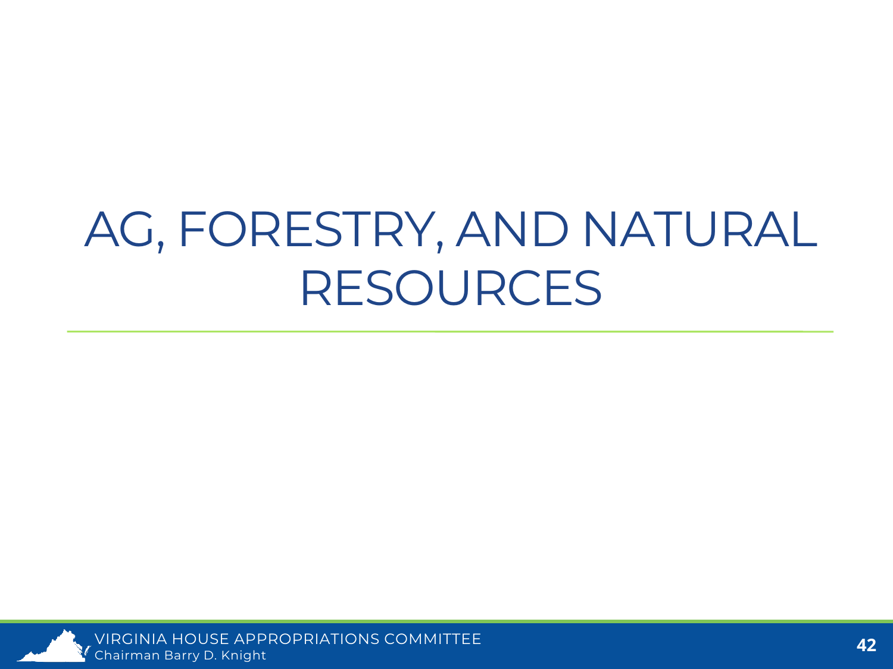# AG, FORESTRY, AND NATURAL RESOURCES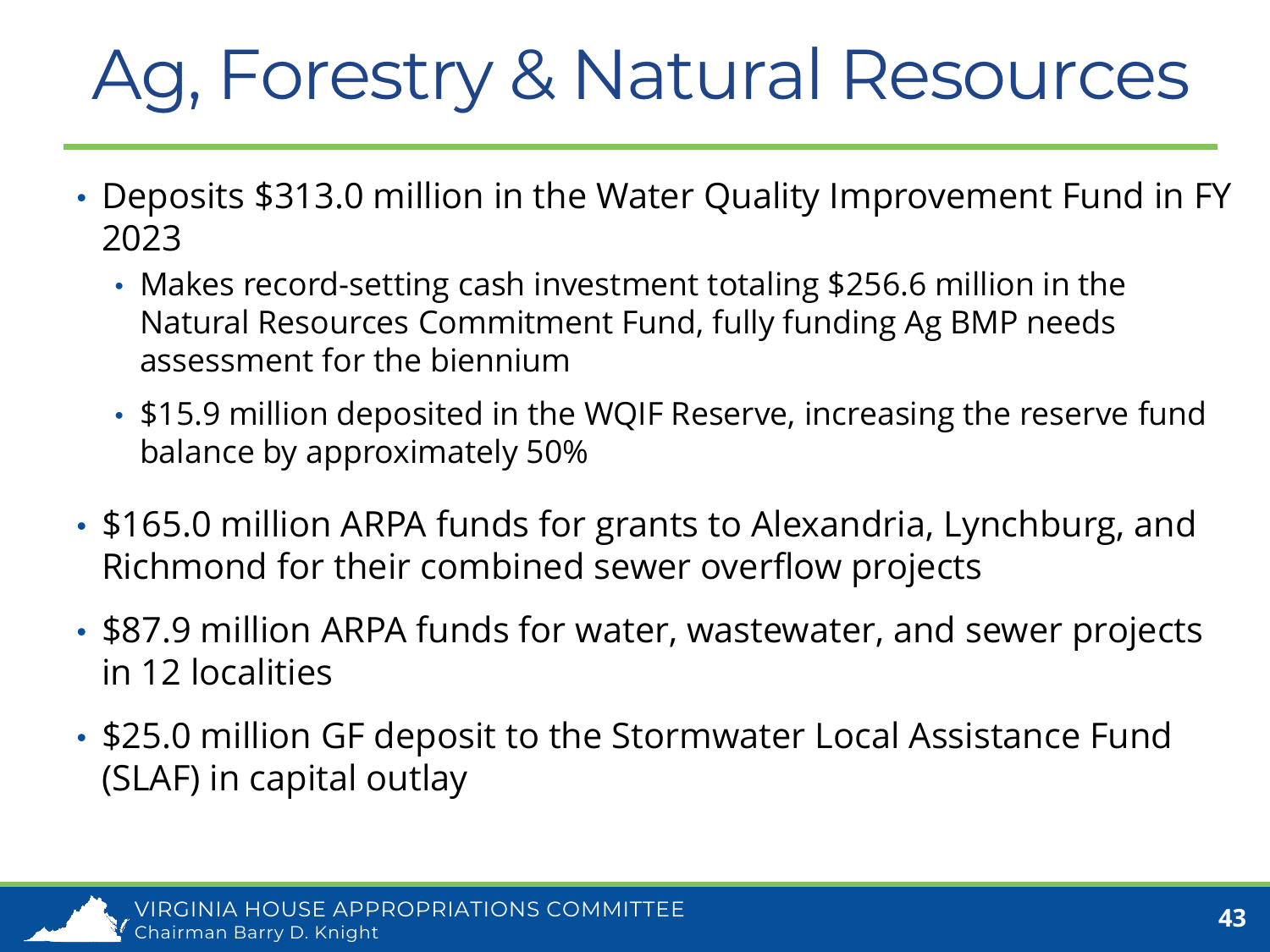# Ag, Forestry & Natural Resources

- Deposits $313.0 million in the Water Quality Improvement Fund in FY 2023
  - Makes record-setting cash investment totaling $256.6 million in the Natural Resources Commitment Fund, fully funding Ag BMP needs assessment for the biennium
  - $15.9 million deposited in the WQIF Reserve, increasing the reserve fund balance by approximately 50%
- $165.0 million ARPA funds for grants to Alexandria, Lynchburg, and Richmond for their combined sewer overflow projects
- $87.9 million ARPA funds for water, wastewater, and sewer projects in 12 localities
- $25.0 million GF deposit to the Stormwater Local Assistance Fund (SLAF) in capital outlay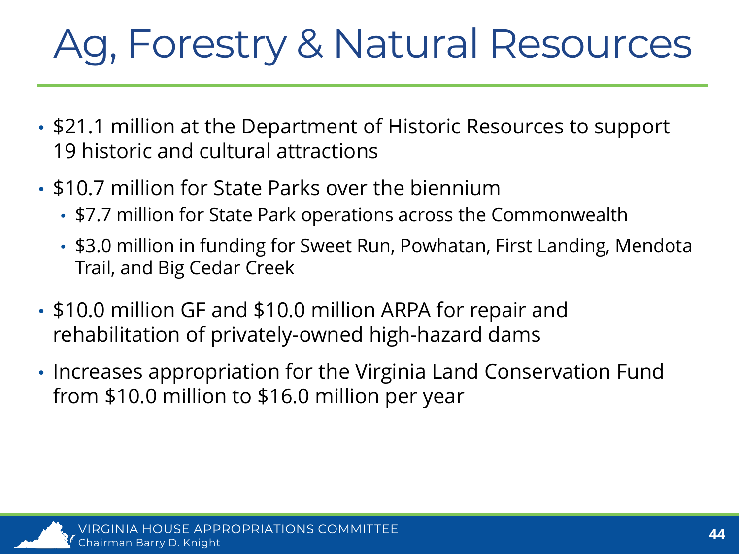# Ag, Forestry & Natural Resources

- $21.1 million at the Department of Historic Resources to support 19 historic and cultural attractions
- $10.7 million for State Parks over the biennium
  - $7.7 million for State Park operations across the Commonwealth
  - $3.0 million in funding for Sweet Run, Powhatan, First Landing, Mendota Trail, and Big Cedar Creek
- $10.0 million GF and $10.0 million ARPA for repair and rehabilitation of privately-owned high-hazard dams
- Increases appropriation for the Virginia Land Conservation Fund from $10.0 million to $16.0 million per year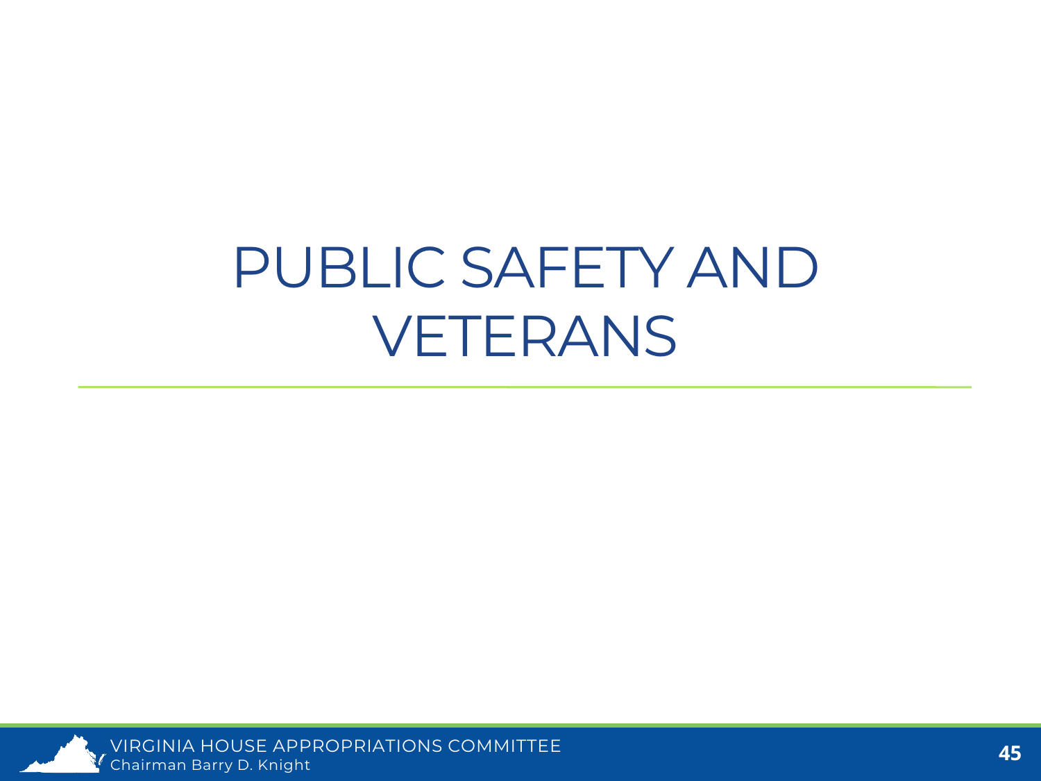# PUBLIC SAFETY AND VETERANS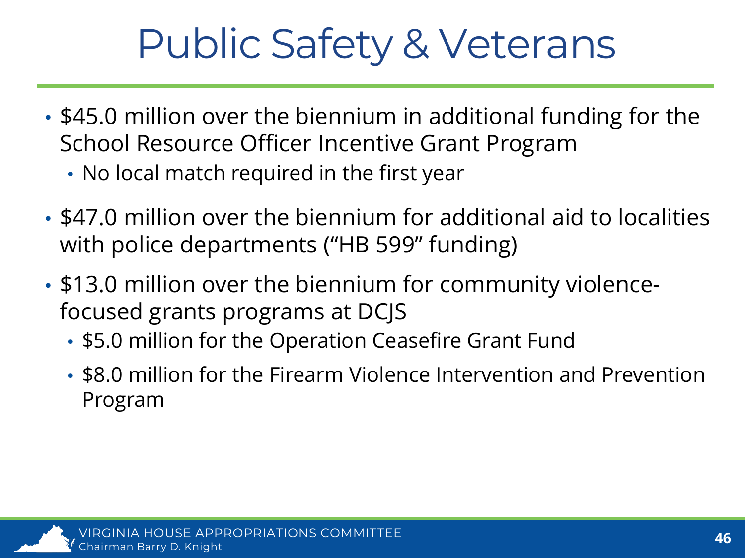# Public Safety & Veterans

- $45.0 million over the biennium in additional funding for the School Resource Officer Incentive Grant Program
  - No local match required in the first year
- $47.0 million over the biennium for additional aid to localities with police departments (“HB 599” funding)
- $13.0 million over the biennium for community violence-focused grants programs at DCJS
  - $5.0 million for the Operation Ceasefire Grant Fund
  - $8.0 million for the Firearm Violence Intervention and Prevention Program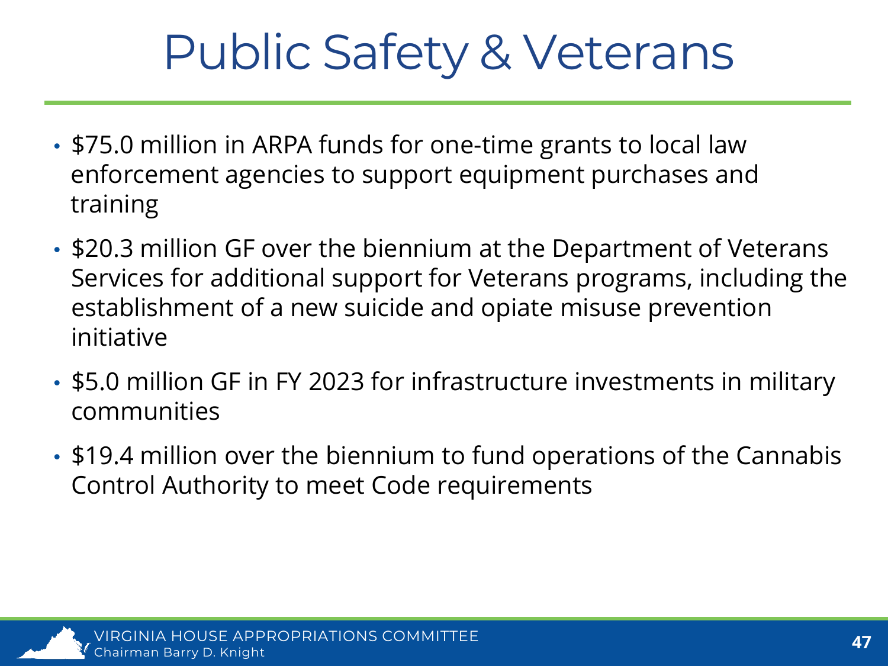# Public Safety & Veterans

- $75.0 million in ARPA funds for one-time grants to local law enforcement agencies to support equipment purchases and training
- $20.3 million GF over the biennium at the Department of Veterans Services for additional support for Veterans programs, including the establishment of a new suicide and opiate misuse prevention initiative
- $5.0 million GF in FY 2023 for infrastructure investments in military communities
- $19.4 million over the biennium to fund operations of the Cannabis Control Authority to meet Code requirements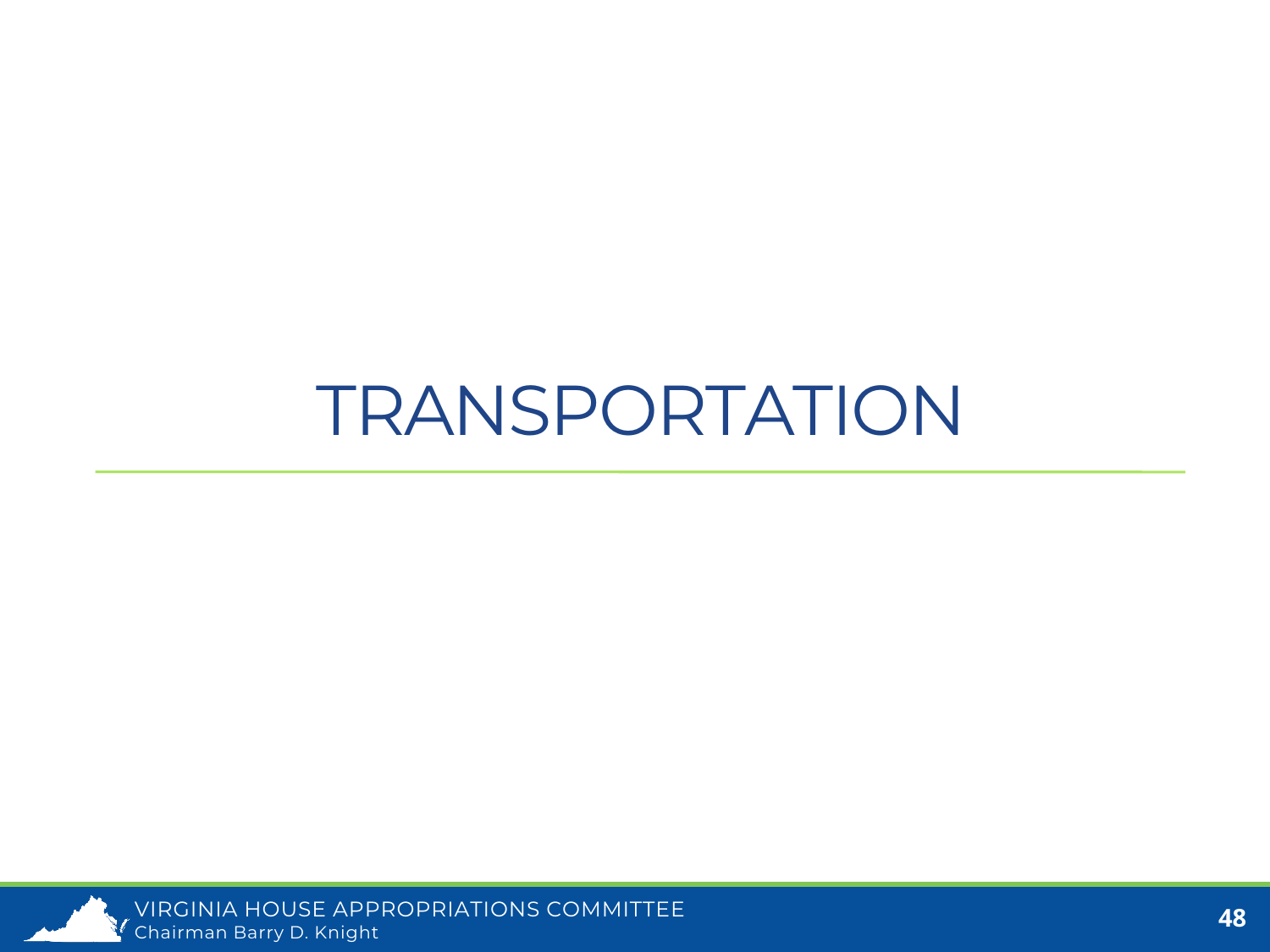# TRANSPORTATION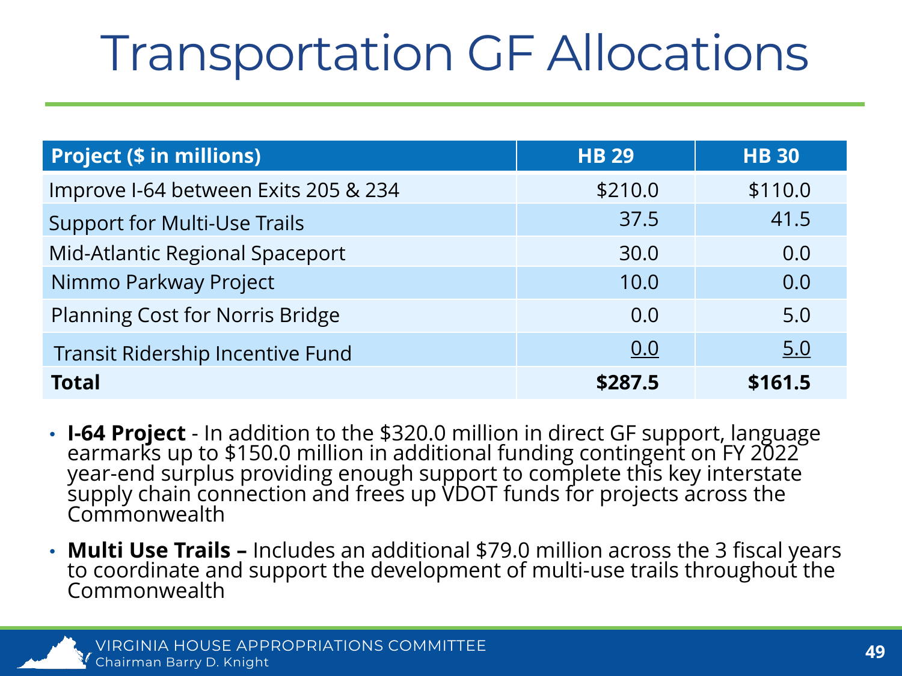# Transportation GF Allocations

| Project ($ in millions) | HB 29 | HB 30 |
|---|---|---|
| Improve I-64 between Exits 205 & 234 | $210.0 | $110.0 |
| Support for Multi-Use Trails | 37.5 | 41.5 |
| Mid-Atlantic Regional Spaceport | 30.0 | 0.0 |
| Nimmo Parkway Project | 10.0 | 0.0 |
| Planning Cost for Norris Bridge | 0.0 | 5.0 |
| Transit Ridership Incentive Fund | 0.0 | 5.0 |
| **Total** | **$287.5** | **$161.5** |

- **I-64 Project** - In addition to the $320.0 million in direct GF support, language earmarks up to $150.0 million in additional funding contingent on FY 2022 year-end surplus providing enough support to complete this key interstate supply chain connection and frees up VDOT funds for projects across the Commonwealth
- **Multi Use Trails –** Includes an additional $79.0 million across the 3 fiscal years to coordinate and support the development of multi-use trails throughout the Commonwealth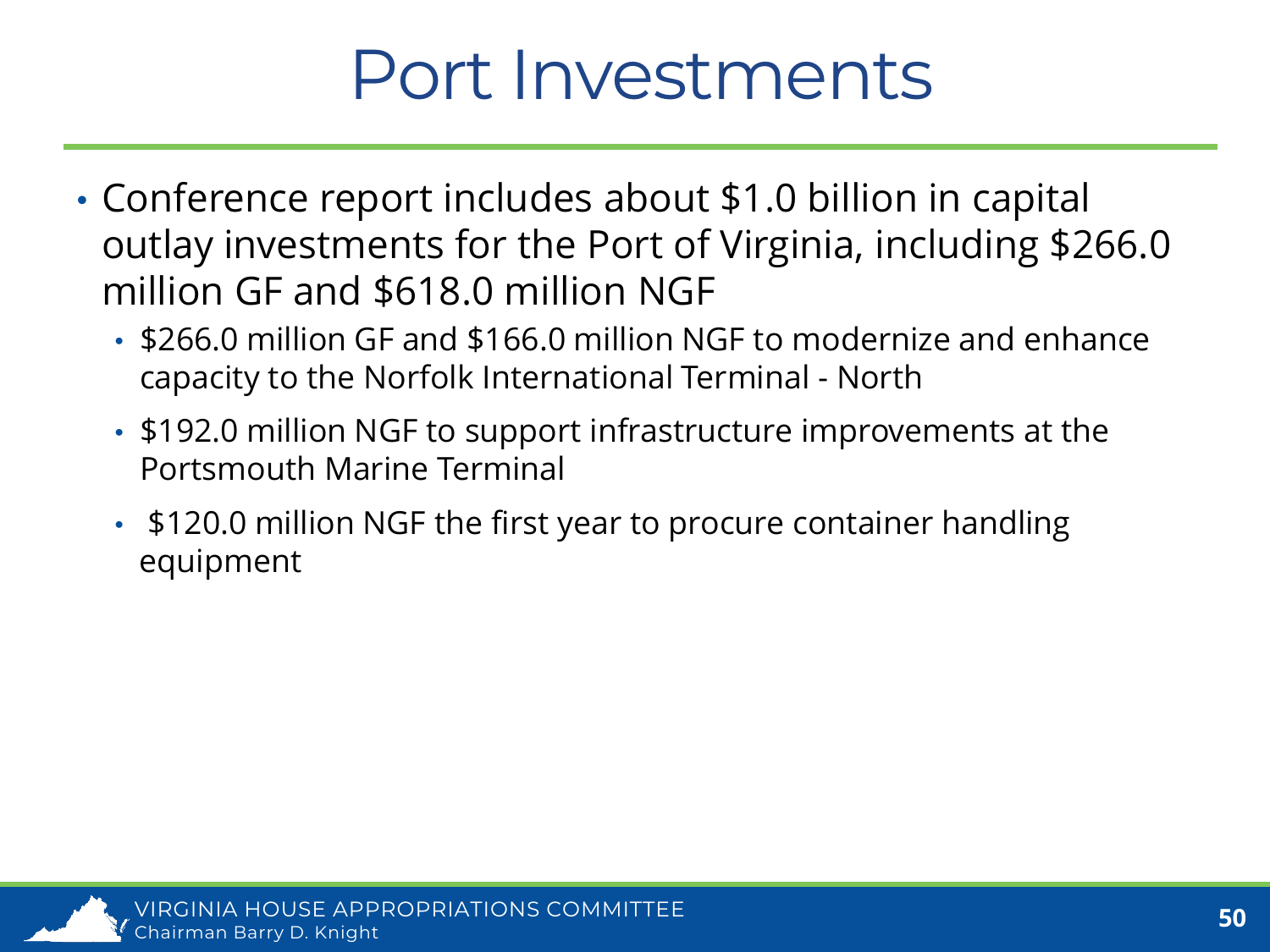# Port Investments

- Conference report includes about $1.0 billion in capital outlay investments for the Port of Virginia, including $266.0 million GF and $618.0 million NGF
  - $266.0 million GF and $166.0 million NGF to modernize and enhance capacity to the Norfolk International Terminal - North
  - $192.0 million NGF to support infrastructure improvements at the Portsmouth Marine Terminal
  - $120.0 million NGF the first year to procure container handling equipment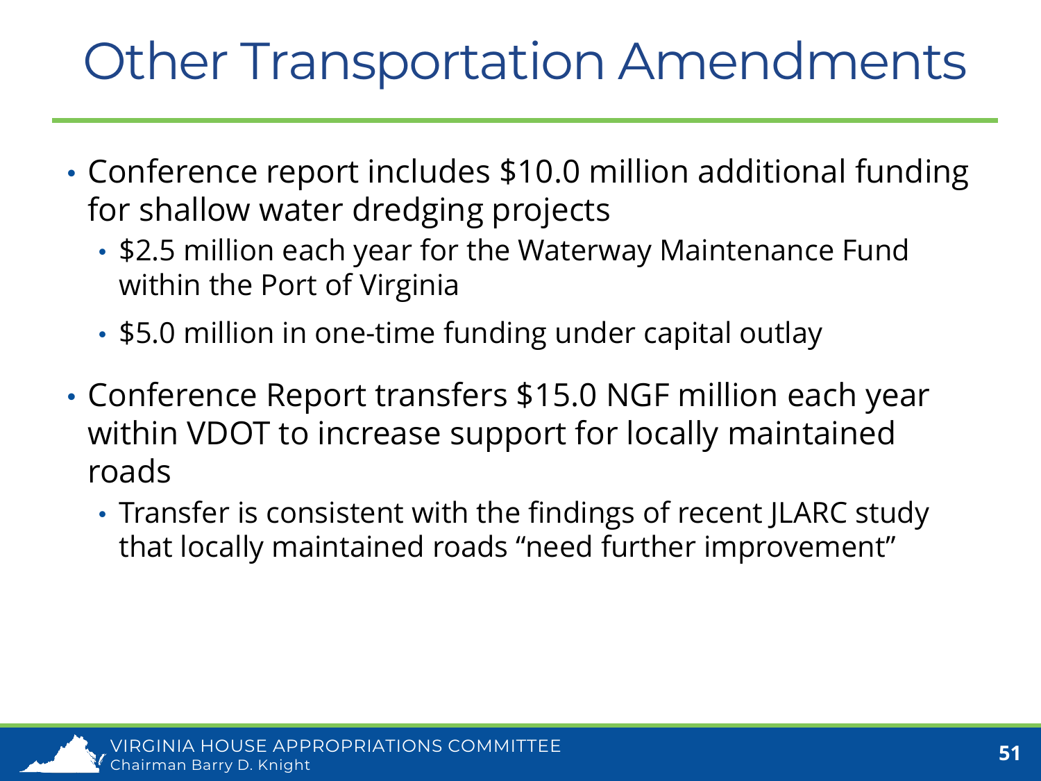# Other Transportation Amendments

- Conference report includes $10.0 million additional funding for shallow water dredging projects
  - $2.5 million each year for the Waterway Maintenance Fund within the Port of Virginia
  - $5.0 million in one-time funding under capital outlay
- Conference Report transfers $15.0 NGF million each year within VDOT to increase support for locally maintained roads
  - Transfer is consistent with the findings of recent JLARC study that locally maintained roads "need further improvement"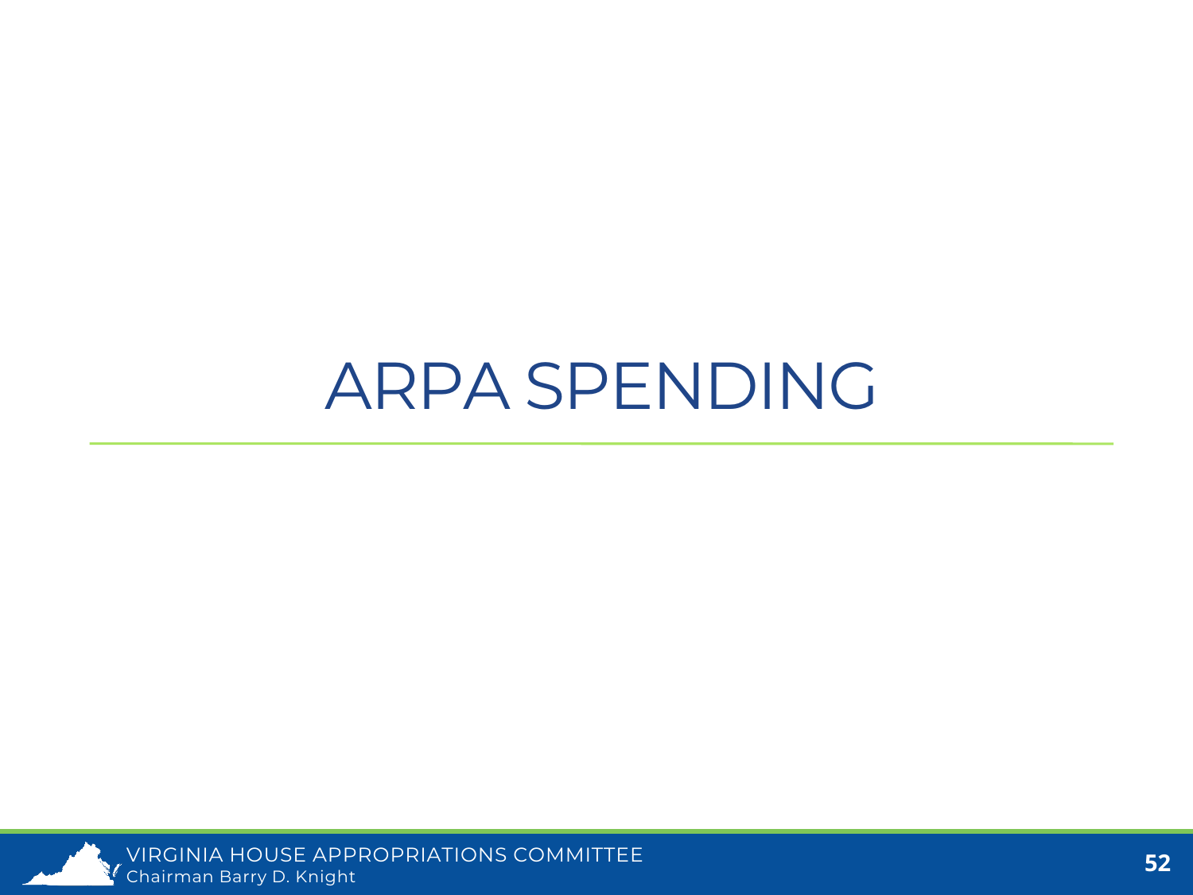# ARPA SPENDING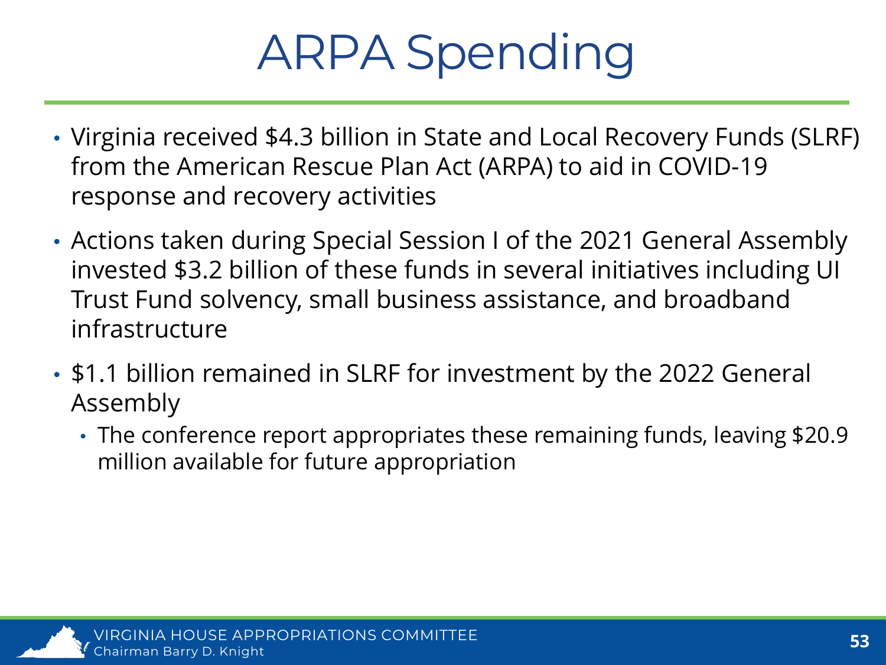# ARPA Spending

- Virginia received $4.3 billion in State and Local Recovery Funds (SLRF) from the American Rescue Plan Act (ARPA) to aid in COVID-19 response and recovery activities
- Actions taken during Special Session I of the 2021 General Assembly invested $3.2 billion of these funds in several initiatives including UI Trust Fund solvency, small business assistance, and broadband infrastructure
- $1.1 billion remained in SLRF for investment by the 2022 General Assembly
  - The conference report appropriates these remaining funds, leaving $20.9 million available for future appropriation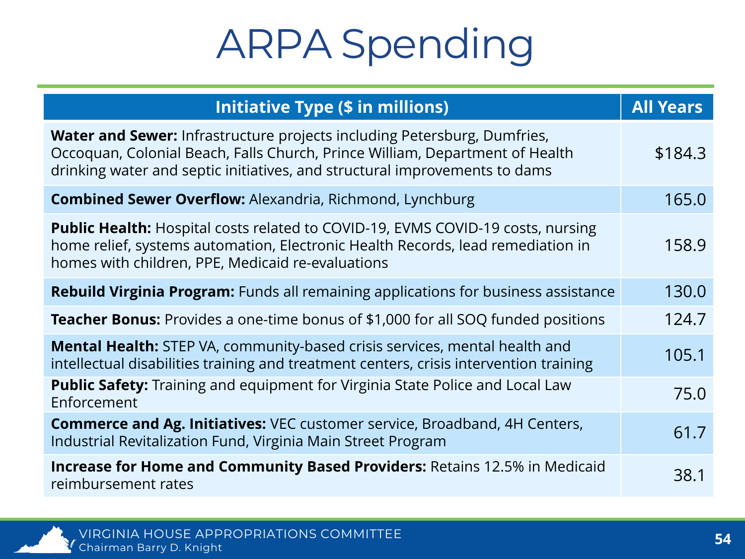# ARPA Spending

| Initiative Type ($ in millions) | All Years |
|---|---|
| **Water and Sewer:** Infrastructure projects including Petersburg, Dumfries, Occoquan, Colonial Beach, Falls Church, Prince William, Department of Health drinking water and septic initiatives, and structural improvements to dams | $184.3 |
| **Combined Sewer Overflow:** Alexandria, Richmond, Lynchburg | 165.0 |
| **Public Health:** Hospital costs related to COVID-19, EVMS COVID-19 costs, nursing home relief, systems automation, Electronic Health Records, lead remediation in homes with children, PPE, Medicaid re-evaluations | 158.9 |
| **Rebuild Virginia Program:** Funds all remaining applications for business assistance | 130.0 |
| **Teacher Bonus:** Provides a one-time bonus of $1,000 for all SOQ funded positions | 124.7 |
| **Mental Health:** STEP VA, community-based crisis services, mental health and intellectual disabilities training and treatment centers, crisis intervention training | 105.1 |
| **Public Safety:** Training and equipment for Virginia State Police and Local Law Enforcement | 75.0 |
| **Commerce and Ag. Initiatives:** VEC customer service, Broadband, 4H Centers, Industrial Revitalization Fund, Virginia Main Street Program | 61.7 |
| **Increase for Home and Community Based Providers:** Retains 12.5% in Medicaid reimbursement rates | 38.1 |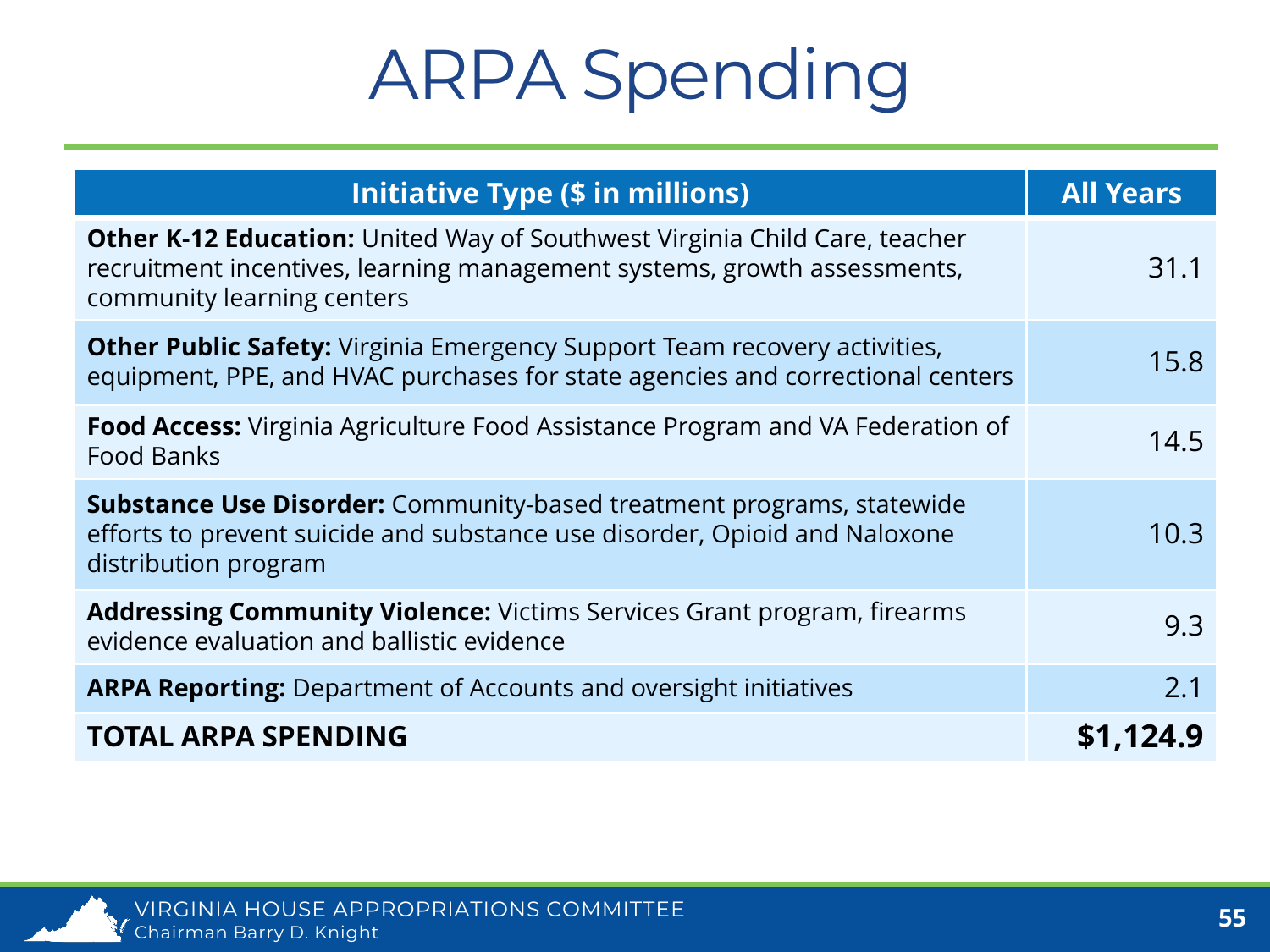# ARPA Spending

| Initiative Type ($ in millions) | All Years |
|---|---|
| **Other K-12 Education:** United Way of Southwest Virginia Child Care, teacher recruitment incentives, learning management systems, growth assessments, community learning centers | 31.1 |
| **Other Public Safety:** Virginia Emergency Support Team recovery activities, equipment, PPE, and HVAC purchases for state agencies and correctional centers | 15.8 |
| **Food Access:** Virginia Agriculture Food Assistance Program and VA Federation of Food Banks | 14.5 |
| **Substance Use Disorder:** Community-based treatment programs, statewide efforts to prevent suicide and substance use disorder, Opioid and Naloxone distribution program | 10.3 |
| **Addressing Community Violence:** Victims Services Grant program, firearms evidence evaluation and ballistic evidence | 9.3 |
| **ARPA Reporting:** Department of Accounts and oversight initiatives | 2.1 |
| **TOTAL ARPA SPENDING** | **$1,124.9** |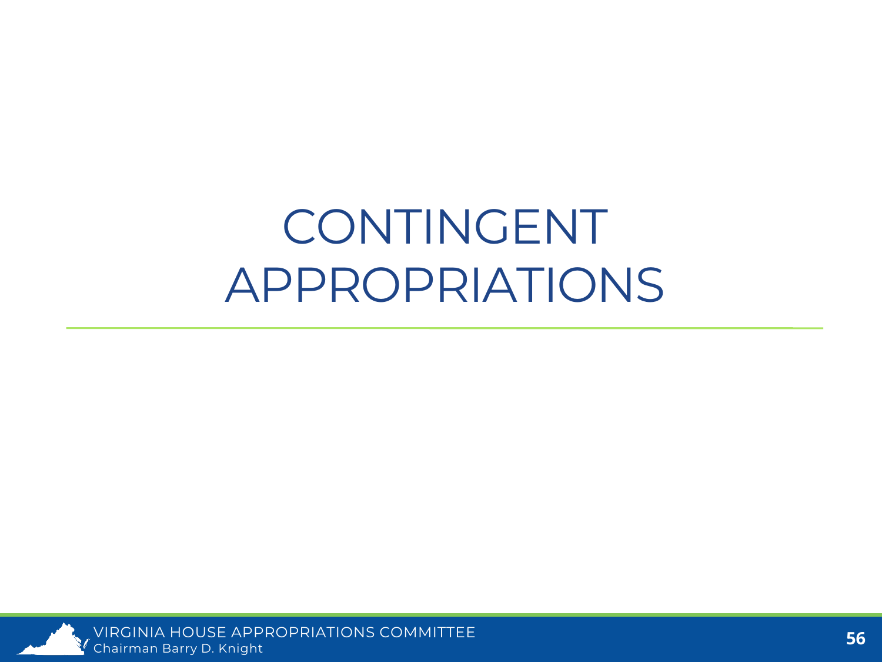# CONTINGENT APPROPRIATIONS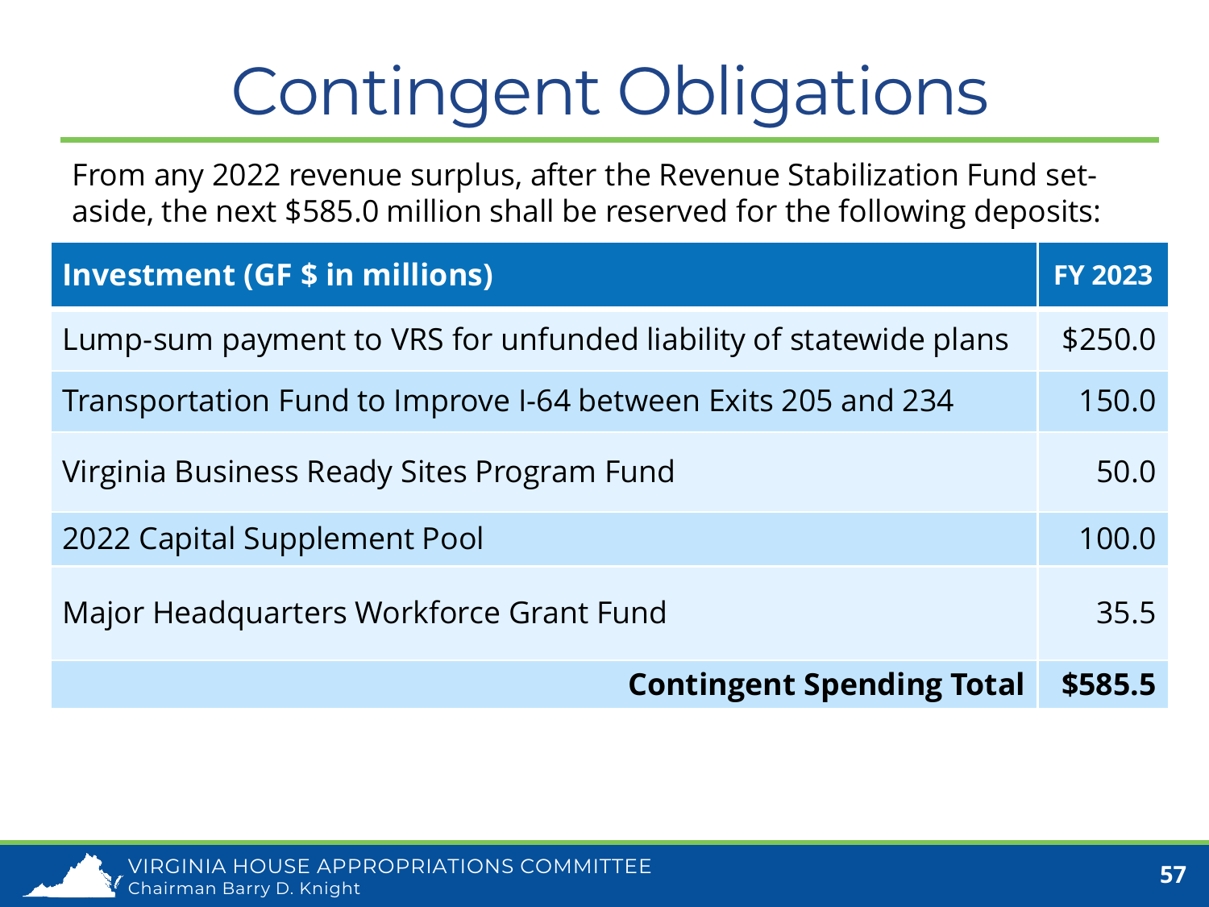# Contingent Obligations

From any 2022 revenue surplus, after the Revenue Stabilization Fund set-aside, the next $585.0 million shall be reserved for the following deposits:

| Investment (GF $ in millions) | FY 2023 |
|---|---|
| Lump-sum payment to VRS for unfunded liability of statewide plans | $250.0 |
| Transportation Fund to Improve I-64 between Exits 205 and 234 | 150.0 |
| Virginia Business Ready Sites Program Fund | 50.0 |
| 2022 Capital Supplement Pool | 100.0 |
| Major Headquarters Workforce Grant Fund | 35.5 |
| **Contingent Spending Total** | **$585.5** |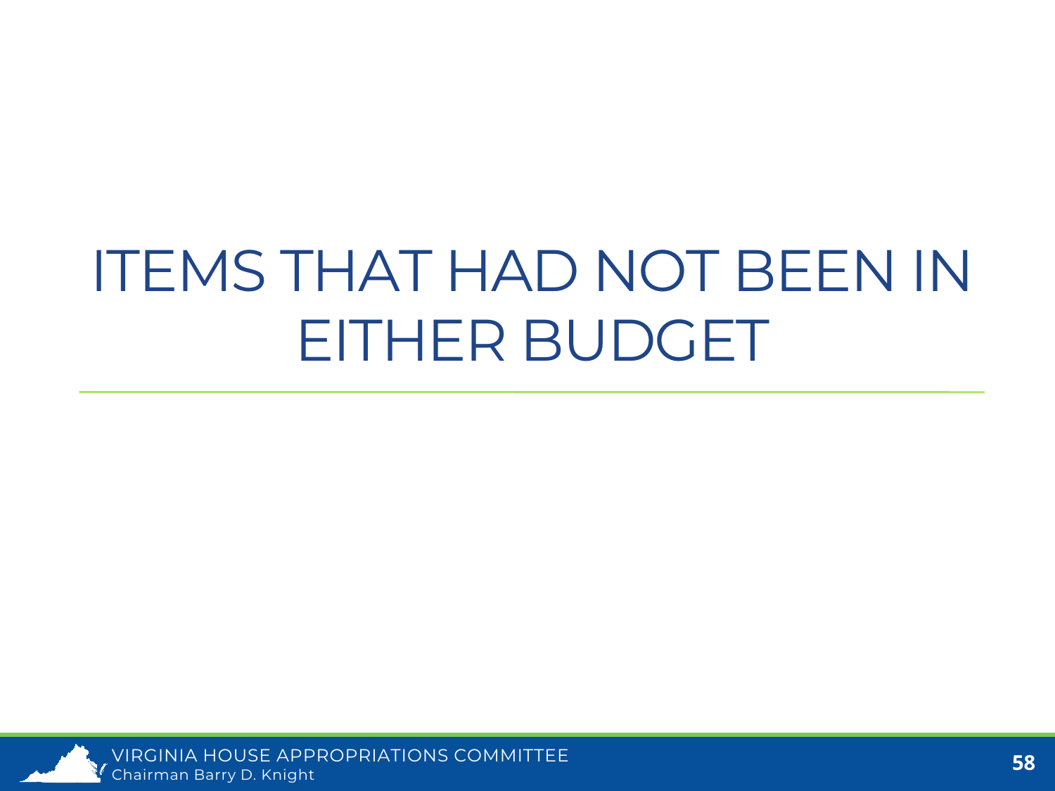# ITEMS THAT HAD NOT BEEN IN EITHER BUDGET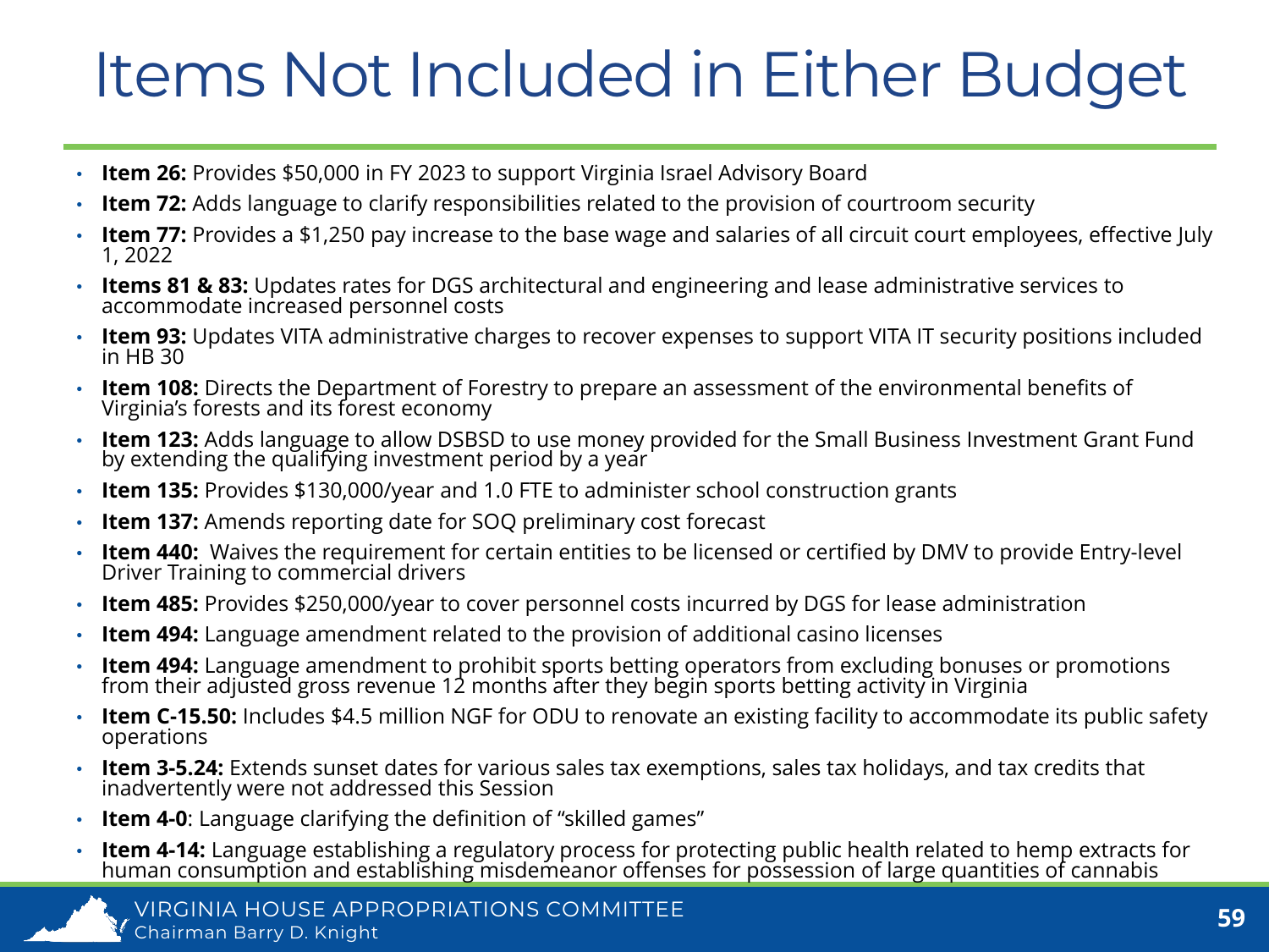# Items Not Included in Either Budget

- **Item 26:** Provides $50,000 in FY 2023 to support Virginia Israel Advisory Board
- **Item 72:** Adds language to clarify responsibilities related to the provision of courtroom security
- **Item 77:** Provides a $1,250 pay increase to the base wage and salaries of all circuit court employees, effective July 1, 2022
- **Items 81 & 83:** Updates rates for DGS architectural and engineering and lease administrative services to accommodate increased personnel costs
- **Item 93:** Updates VITA administrative charges to recover expenses to support VITA IT security positions included in HB 30
- **Item 108:** Directs the Department of Forestry to prepare an assessment of the environmental benefits of Virginia's forests and its forest economy
- **Item 123:** Adds language to allow DSBSD to use money provided for the Small Business Investment Grant Fund by extending the qualifying investment period by a year
- **Item 135:** Provides $130,000/year and 1.0 FTE to administer school construction grants
- **Item 137:** Amends reporting date for SOQ preliminary cost forecast
- **Item 440:** Waives the requirement for certain entities to be licensed or certified by DMV to provide Entry-level Driver Training to commercial drivers
- **Item 485:** Provides $250,000/year to cover personnel costs incurred by DGS for lease administration
- **Item 494:** Language amendment related to the provision of additional casino licenses
- **Item 494:** Language amendment to prohibit sports betting operators from excluding bonuses or promotions from their adjusted gross revenue 12 months after they begin sports betting activity in Virginia
- **Item C-15.50:** Includes $4.5 million NGF for ODU to renovate an existing facility to accommodate its public safety operations
- **Item 3-5.24:** Extends sunset dates for various sales tax exemptions, sales tax holidays, and tax credits that inadvertently were not addressed this Session
- **Item 4-0**: Language clarifying the definition of "skilled games"
- **Item 4-14:** Language establishing a regulatory process for protecting public health related to hemp extracts for human consumption and establishing misdemeanor offenses for possession of large quantities of cannabis